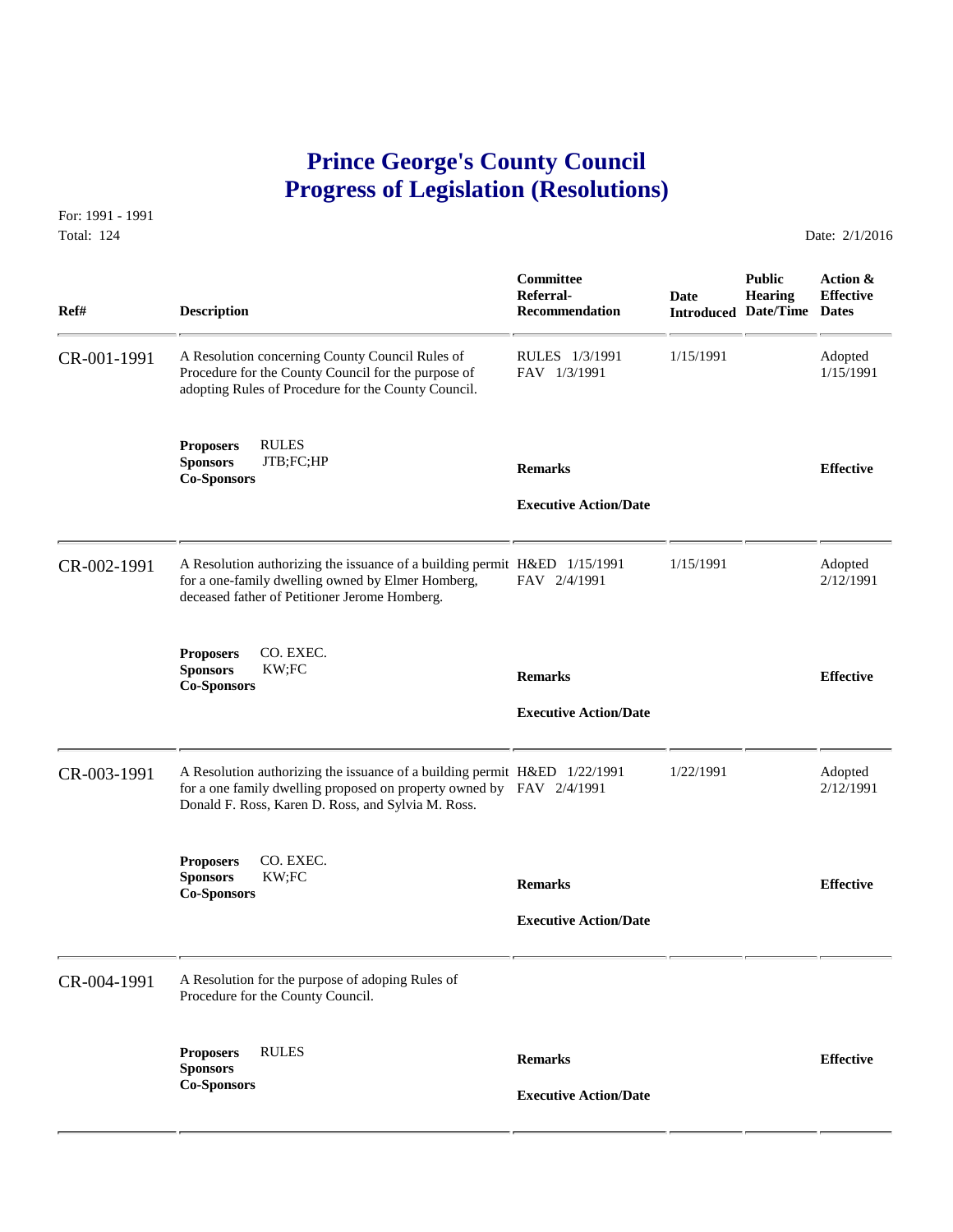# Prince George's County Council
# Progress of Legislation (Resolutions)

For: 1991 - 1991
Total: 124

Date: 2/1/2016

| Ref# | Description | Committee Referral-Recommendation | Date Introduced | Public Hearing Date/Time | Action & Effective Dates |
|---|---|---|---|---|---|
| CR-001-1991 | A Resolution concerning County Council Rules of Procedure for the County Council for the purpose of adopting Rules of Procedure for the County Council. | RULES 1/3/1991<br>FAV 1/3/1991 | 1/15/1991 | | Adopted<br>1/15/1991 |
| | **Proposers** RULES<br>**Sponsors** JTB;FC;HP<br>**Co-Sponsors** | **Remarks**<br><br>**Executive Action/Date** | | | **Effective** |
| CR-002-1991 | A Resolution authorizing the issuance of a building permit for a one-family dwelling owned by Elmer Homberg, deceased father of Petitioner Jerome Homberg. | H&ED 1/15/1991<br>FAV 2/4/1991 | 1/15/1991 | | Adopted<br>2/12/1991 |
| | **Proposers** CO. EXEC.<br>**Sponsors** KW;FC<br>**Co-Sponsors** | **Remarks**<br><br>**Executive Action/Date** | | | **Effective** |
| CR-003-1991 | A Resolution authorizing the issuance of a building permit for a one family dwelling proposed on property owned by Donald F. Ross, Karen D. Ross, and Sylvia M. Ross. | H&ED 1/22/1991<br>FAV 2/4/1991 | 1/22/1991 | | Adopted<br>2/12/1991 |
| | **Proposers** CO. EXEC.<br>**Sponsors** KW;FC<br>**Co-Sponsors** | **Remarks**<br><br>**Executive Action/Date** | | | **Effective** |
| CR-004-1991 | A Resolution for the purpose of adoping Rules of Procedure for the County Council. | | | | |
| | **Proposers** RULES<br>**Sponsors**<br>**Co-Sponsors** | **Remarks**<br><br>**Executive Action/Date** | | | **Effective** |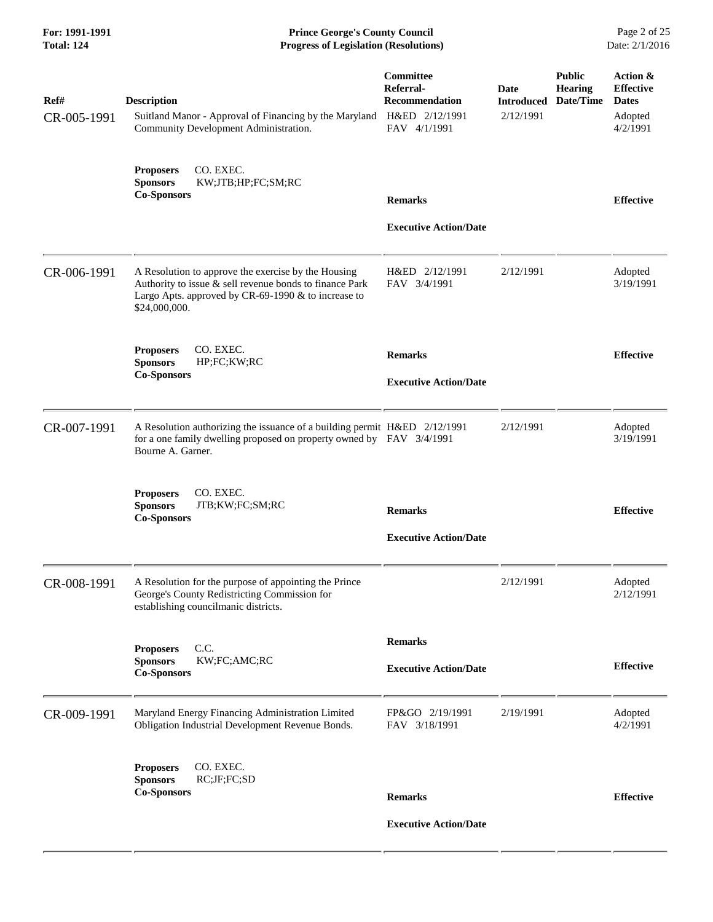| Ref# | Description | Committee Referral-Recommendation | Date Introduced | Public Hearing Date/Time | Action & Effective Dates |
|---|---|---|---|---|---|
| CR-005-1991 | Suitland Manor - Approval of Financing by the Maryland Community Development Administration. | H&ED 2/12/1991<br>FAV 4/1/1991 | 2/12/1991 | | Adopted<br>4/2/1991 |
| | **Proposers** CO. EXEC.<br>**Sponsors** KW;JTB;HP;FC;SM;RC<br>**Co-Sponsors** | **Remarks**<br><br>**Executive Action/Date** | | | **Effective** |
| CR-006-1991 | A Resolution to approve the exercise by the Housing Authority to issue & sell revenue bonds to finance Park Largo Apts. approved by CR-69-1990 & to increase to $24,000,000. | H&ED 2/12/1991<br>FAV 3/4/1991 | 2/12/1991 | | Adopted<br>3/19/1991 |
| | **Proposers** CO. EXEC.<br>**Sponsors** HP;FC;KW;RC<br>**Co-Sponsors** | **Remarks**<br><br>**Executive Action/Date** | | | **Effective** |
| CR-007-1991 | A Resolution authorizing the issuance of a building permit for a one family dwelling proposed on property owned by Bourne A. Garner. | H&ED 2/12/1991<br>FAV 3/4/1991 | 2/12/1991 | | Adopted<br>3/19/1991 |
| | **Proposers** CO. EXEC.<br>**Sponsors** JTB;KW;FC;SM;RC<br>**Co-Sponsors** | **Remarks**<br><br>**Executive Action/Date** | | | **Effective** |
| CR-008-1991 | A Resolution for the purpose of appointing the Prince George's County Redistricting Commission for establishing councilmanic districts. | | 2/12/1991 | | Adopted<br>2/12/1991 |
| | **Proposers** C.C.<br>**Sponsors** KW;FC;AMC;RC<br>**Co-Sponsors** | **Remarks**<br><br>**Executive Action/Date** | | | **Effective** |
| CR-009-1991 | Maryland Energy Financing Administration Limited Obligation Industrial Development Revenue Bonds. | FP&GO 2/19/1991<br>FAV 3/18/1991 | 2/19/1991 | | Adopted<br>4/2/1991 |
| | **Proposers** CO. EXEC.<br>**Sponsors** RC;JF;FC;SD<br>**Co-Sponsors** | **Remarks**<br><br>**Executive Action/Date** | | | **Effective** |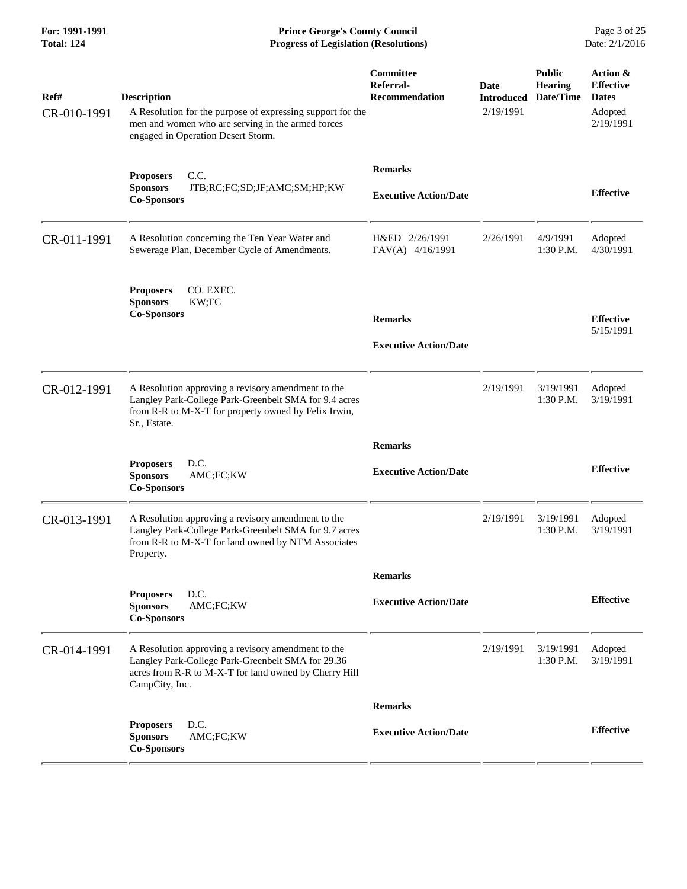| Ref# | Description | Committee Referral-Recommendation | Date Introduced | Public Hearing Date/Time | Action & Effective Dates |
|---|---|---|---|---|---|
| CR-010-1991 | A Resolution for the purpose of expressing support for the men and women who are serving in the armed forces engaged in Operation Desert Storm. | | 2/19/1991 | | Adopted 2/19/1991 |
| | **Proposers** C.C. **Sponsors** JTB;RC;FC;SD;JF;AMC;SM;HP;KW **Co-Sponsors** | **Remarks** **Executive Action/Date** | | | **Effective** |
| CR-011-1991 | A Resolution concerning the Ten Year Water and Sewerage Plan, December Cycle of Amendments. | H&ED 2/26/1991 FAV(A) 4/16/1991 | 2/26/1991 | 4/9/1991 1:30 P.M. | Adopted 4/30/1991 |
| | **Proposers** CO. EXEC. **Sponsors** KW;FC **Co-Sponsors** | **Remarks** **Executive Action/Date** | | | **Effective** 5/15/1991 |
| CR-012-1991 | A Resolution approving a revisory amendment to the Langley Park-College Park-Greenbelt SMA for 9.4 acres from R-R to M-X-T for property owned by Felix Irwin, Sr., Estate. | | 2/19/1991 | 3/19/1991 1:30 P.M. | Adopted 3/19/1991 |
| | **Proposers** D.C. **Sponsors** AMC;FC;KW **Co-Sponsors** | **Remarks** **Executive Action/Date** | | | **Effective** |
| CR-013-1991 | A Resolution approving a revisory amendment to the Langley Park-College Park-Greenbelt SMA for 9.7 acres from R-R to M-X-T for land owned by NTM Associates Property. | | 2/19/1991 | 3/19/1991 1:30 P.M. | Adopted 3/19/1991 |
| | **Proposers** D.C. **Sponsors** AMC;FC;KW **Co-Sponsors** | **Remarks** **Executive Action/Date** | | | **Effective** |
| CR-014-1991 | A Resolution approving a revisory amendment to the Langley Park-College Park-Greenbelt SMA for 29.36 acres from R-R to M-X-T for land owned by Cherry Hill CampCity, Inc. | | 2/19/1991 | 3/19/1991 1:30 P.M. | Adopted 3/19/1991 |
| | **Proposers** D.C. **Sponsors** AMC;FC;KW **Co-Sponsors** | **Remarks** **Executive Action/Date** | | | **Effective** |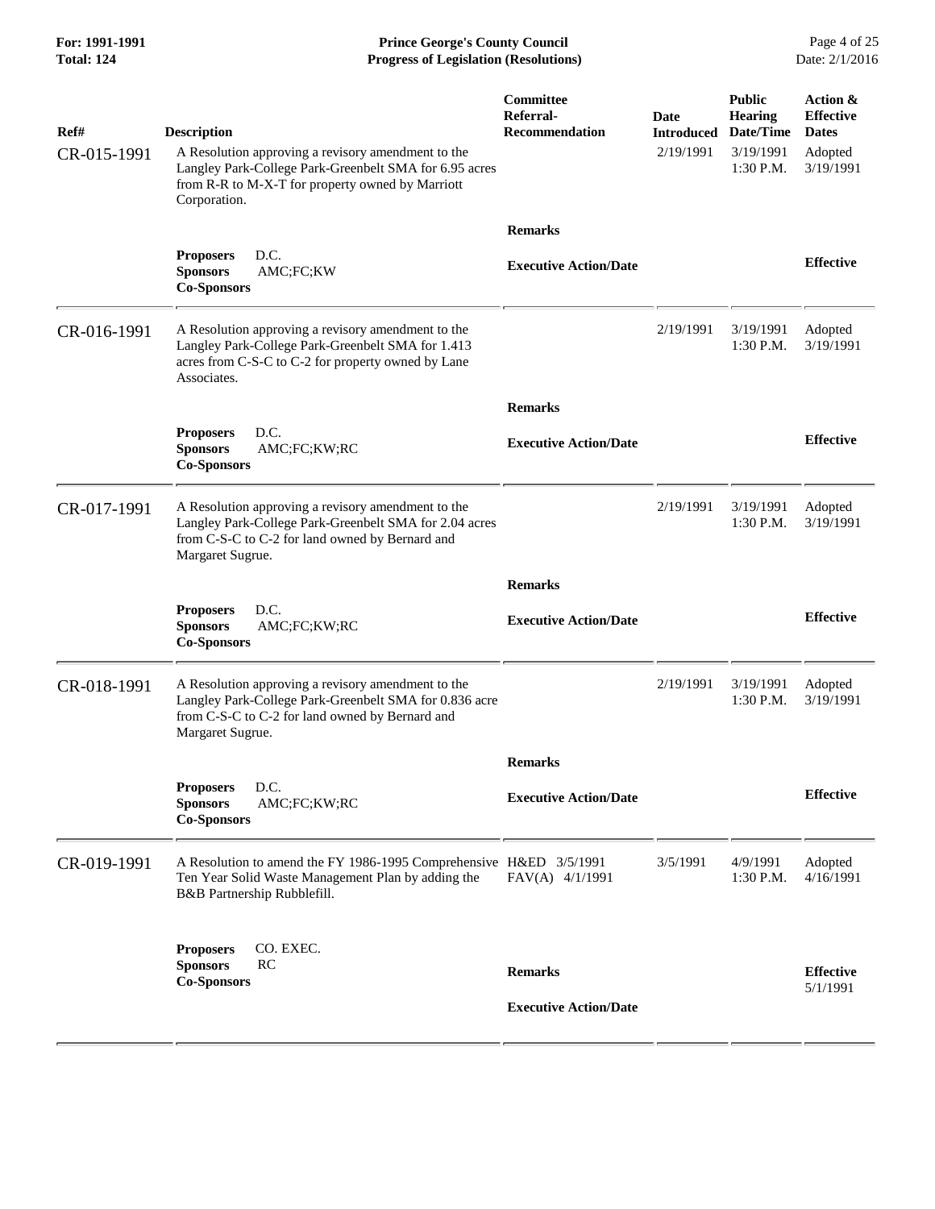| Ref# | Description | Committee Referral-Recommendation | Date Introduced | Public Hearing Date/Time | Action & Effective Dates |
|---|---|---|---|---|---|
| CR-015-1991 | A Resolution approving a revisory amendment to the Langley Park-College Park-Greenbelt SMA for 6.95 acres from R-R to M-X-T for property owned by Marriott Corporation. | | 2/19/1991 | 3/19/1991 1:30 P.M. | Adopted 3/19/1991 |
| | **Proposers** D.C. **Sponsors** AMC;FC;KW **Co-Sponsors** | **Remarks** **Executive Action/Date** | | | **Effective** |
| CR-016-1991 | A Resolution approving a revisory amendment to the Langley Park-College Park-Greenbelt SMA for 1.413 acres from C-S-C to C-2 for property owned by Lane Associates. | | 2/19/1991 | 3/19/1991 1:30 P.M. | Adopted 3/19/1991 |
| | **Proposers** D.C. **Sponsors** AMC;FC;KW;RC **Co-Sponsors** | **Remarks** **Executive Action/Date** | | | **Effective** |
| CR-017-1991 | A Resolution approving a revisory amendment to the Langley Park-College Park-Greenbelt SMA for 2.04 acres from C-S-C to C-2 for land owned by Bernard and Margaret Sugrue. | | 2/19/1991 | 3/19/1991 1:30 P.M. | Adopted 3/19/1991 |
| | **Proposers** D.C. **Sponsors** AMC;FC;KW;RC **Co-Sponsors** | **Remarks** **Executive Action/Date** | | | **Effective** |
| CR-018-1991 | A Resolution approving a revisory amendment to the Langley Park-College Park-Greenbelt SMA for 0.836 acre from C-S-C to C-2 for land owned by Bernard and Margaret Sugrue. | | 2/19/1991 | 3/19/1991 1:30 P.M. | Adopted 3/19/1991 |
| | **Proposers** D.C. **Sponsors** AMC;FC;KW;RC **Co-Sponsors** | **Remarks** **Executive Action/Date** | | | **Effective** |
| CR-019-1991 | A Resolution to amend the FY 1986-1995 Comprehensive Ten Year Solid Waste Management Plan by adding the B&B Partnership Rubblefill. | H&ED 3/5/1991 FAV(A) 4/1/1991 | 3/5/1991 | 4/9/1991 1:30 P.M. | Adopted 4/16/1991 |
| | **Proposers** CO. EXEC. **Sponsors** RC **Co-Sponsors** | **Remarks** **Executive Action/Date** | | | **Effective** 5/1/1991 |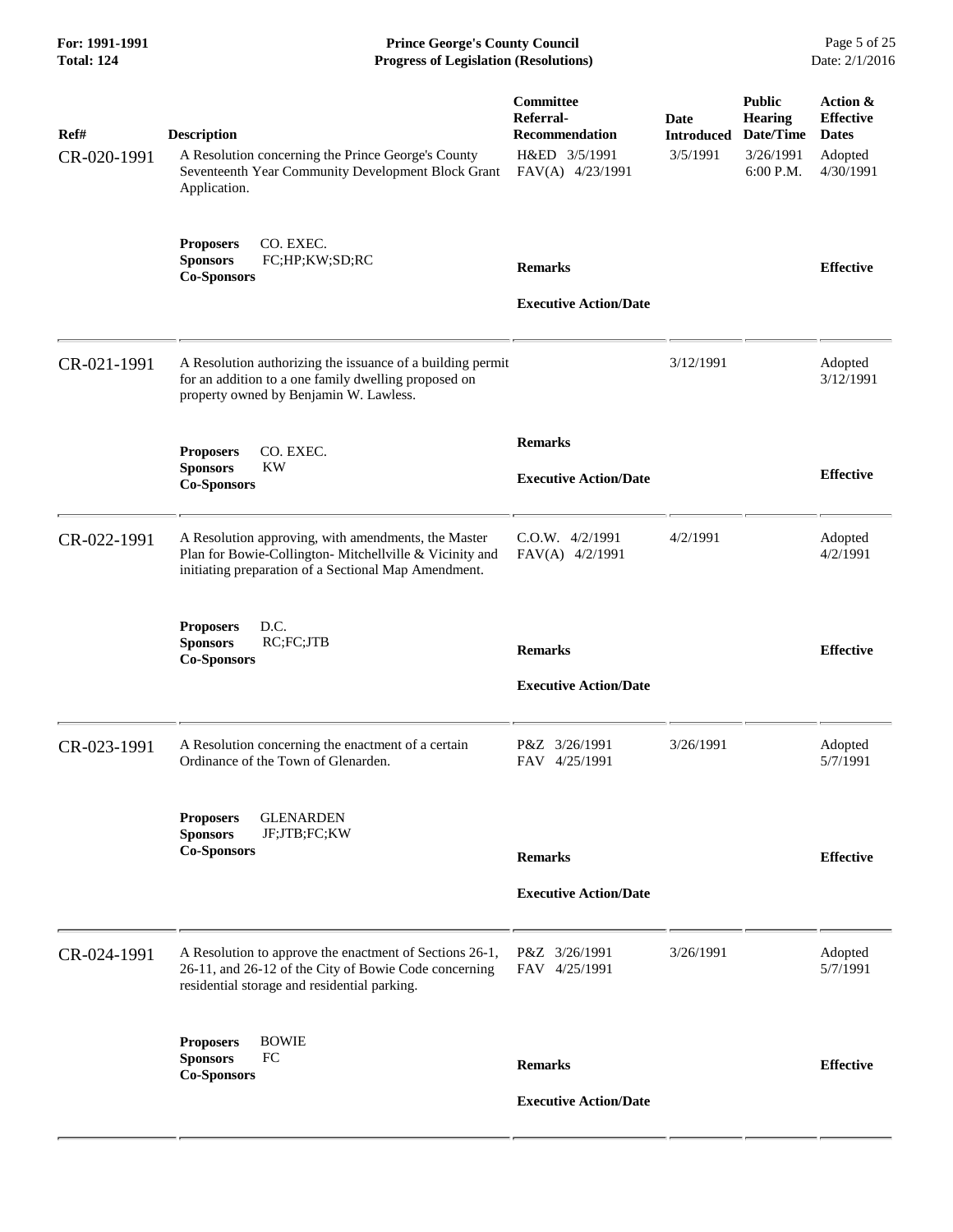| Ref# | Description | Committee Referral-Recommendation | Date Introduced | Public Hearing Date/Time | Action & Effective Dates |
|---|---|---|---|---|---|
| CR-020-1991 | A Resolution concerning the Prince George's County Seventeenth Year Community Development Block Grant Application. | H&ED 3/5/1991<br>FAV(A) 4/23/1991 | 3/5/1991 | 3/26/1991<br>6:00 P.M. | Adopted<br>4/30/1991 |
| | **Proposers** CO. EXEC.<br>**Sponsors** FC;HP;KW;SD;RC<br>**Co-Sponsors** | **Remarks**<br><br>**Executive Action/Date** | | | **Effective** |
| CR-021-1991 | A Resolution authorizing the issuance of a building permit for an addition to a one family dwelling proposed on property owned by Benjamin W. Lawless. | | 3/12/1991 | | Adopted<br>3/12/1991 |
| | **Proposers** CO. EXEC.<br>**Sponsors** KW<br>**Co-Sponsors** | **Remarks**<br><br>**Executive Action/Date** | | | **Effective** |
| CR-022-1991 | A Resolution approving, with amendments, the Master Plan for Bowie-Collington- Mitchellville & Vicinity and initiating preparation of a Sectional Map Amendment. | C.O.W. 4/2/1991<br>FAV(A) 4/2/1991 | 4/2/1991 | | Adopted<br>4/2/1991 |
| | **Proposers** D.C.<br>**Sponsors** RC;FC;JTB<br>**Co-Sponsors** | **Remarks**<br><br>**Executive Action/Date** | | | **Effective** |
| CR-023-1991 | A Resolution concerning the enactment of a certain Ordinance of the Town of Glenarden. | P&Z 3/26/1991<br>FAV 4/25/1991 | 3/26/1991 | | Adopted<br>5/7/1991 |
| | **Proposers** GLENARDEN<br>**Sponsors** JF;JTB;FC;KW<br>**Co-Sponsors** | **Remarks**<br><br>**Executive Action/Date** | | | **Effective** |
| CR-024-1991 | A Resolution to approve the enactment of Sections 26-1, 26-11, and 26-12 of the City of Bowie Code concerning residential storage and residential parking. | P&Z 3/26/1991<br>FAV 4/25/1991 | 3/26/1991 | | Adopted<br>5/7/1991 |
| | **Proposers** BOWIE<br>**Sponsors** FC<br>**Co-Sponsors** | **Remarks**<br><br>**Executive Action/Date** | | | **Effective** |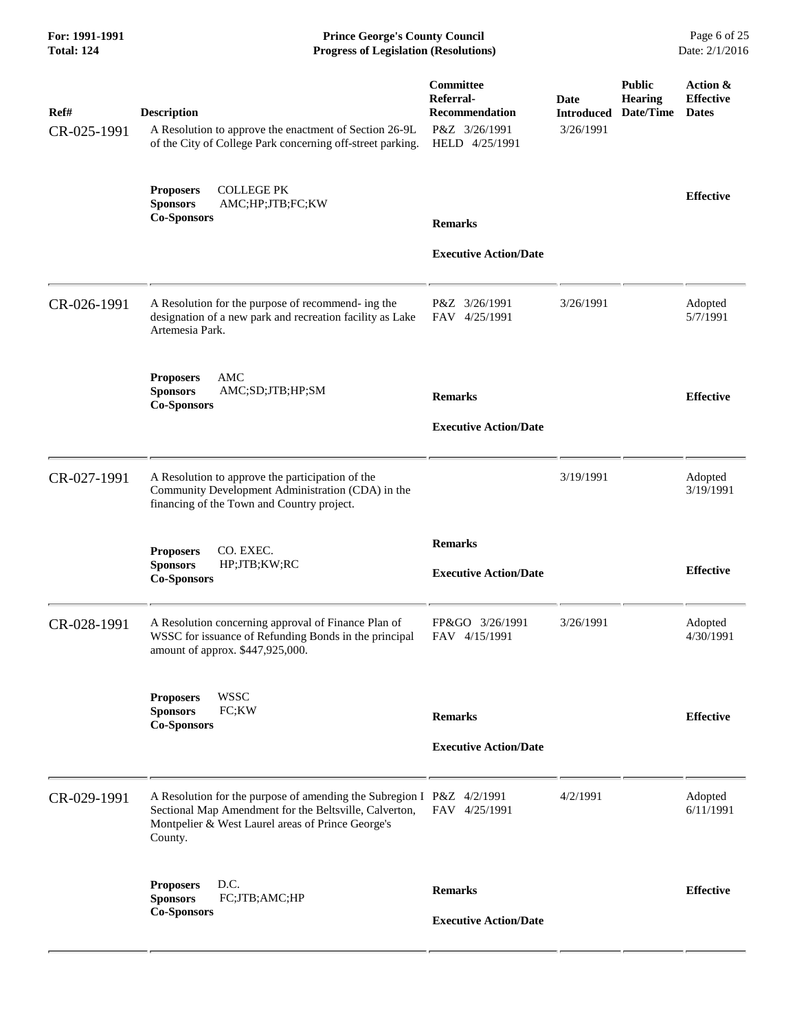| Ref# | Description | Committee Referral-Recommendation | Date Introduced | Public Hearing Date/Time | Action & Effective Dates |
|---|---|---|---|---|---|
| CR-025-1991 | A Resolution to approve the enactment of Section 26-9L of the City of College Park concerning off-street parking.<br>**Proposers** COLLEGE PK<br>**Sponsors** AMC;HP;JTB;FC;KW<br>**Co-Sponsors** | P&Z 3/26/1991<br>HELD 4/25/1991<br>**Remarks**<br>**Executive Action/Date** | 3/26/1991 | | **Effective** |
| CR-026-1991 | A Resolution for the purpose of recommend- ing the designation of a new park and recreation facility as Lake Artemesia Park.<br>**Proposers** AMC<br>**Sponsors** AMC;SD;JTB;HP;SM<br>**Co-Sponsors** | P&Z 3/26/1991<br>FAV 4/25/1991<br>**Remarks**<br>**Executive Action/Date** | 3/26/1991 | | Adopted 5/7/1991<br>**Effective** |
| CR-027-1991 | A Resolution to approve the participation of the Community Development Administration (CDA) in the financing of the Town and Country project.<br>**Proposers** CO. EXEC.<br>**Sponsors** HP;JTB;KW;RC<br>**Co-Sponsors** | **Remarks**<br>**Executive Action/Date** | 3/19/1991 | | Adopted 3/19/1991<br>**Effective** |
| CR-028-1991 | A Resolution concerning approval of Finance Plan of WSSC for issuance of Refunding Bonds in the principal amount of approx. $447,925,000.<br>**Proposers** WSSC<br>**Sponsors** FC;KW<br>**Co-Sponsors** | FP&GO 3/26/1991<br>FAV 4/15/1991<br>**Remarks**<br>**Executive Action/Date** | 3/26/1991 | | Adopted 4/30/1991<br>**Effective** |
| CR-029-1991 | A Resolution for the purpose of amending the Subregion I Sectional Map Amendment for the Beltsville, Calverton, Montpelier & West Laurel areas of Prince George's County.<br>**Proposers** D.C.<br>**Sponsors** FC;JTB;AMC;HP<br>**Co-Sponsors** | P&Z 4/2/1991<br>FAV 4/25/1991<br>**Remarks**<br>**Executive Action/Date** | 4/2/1991 | | Adopted 6/11/1991<br>**Effective** |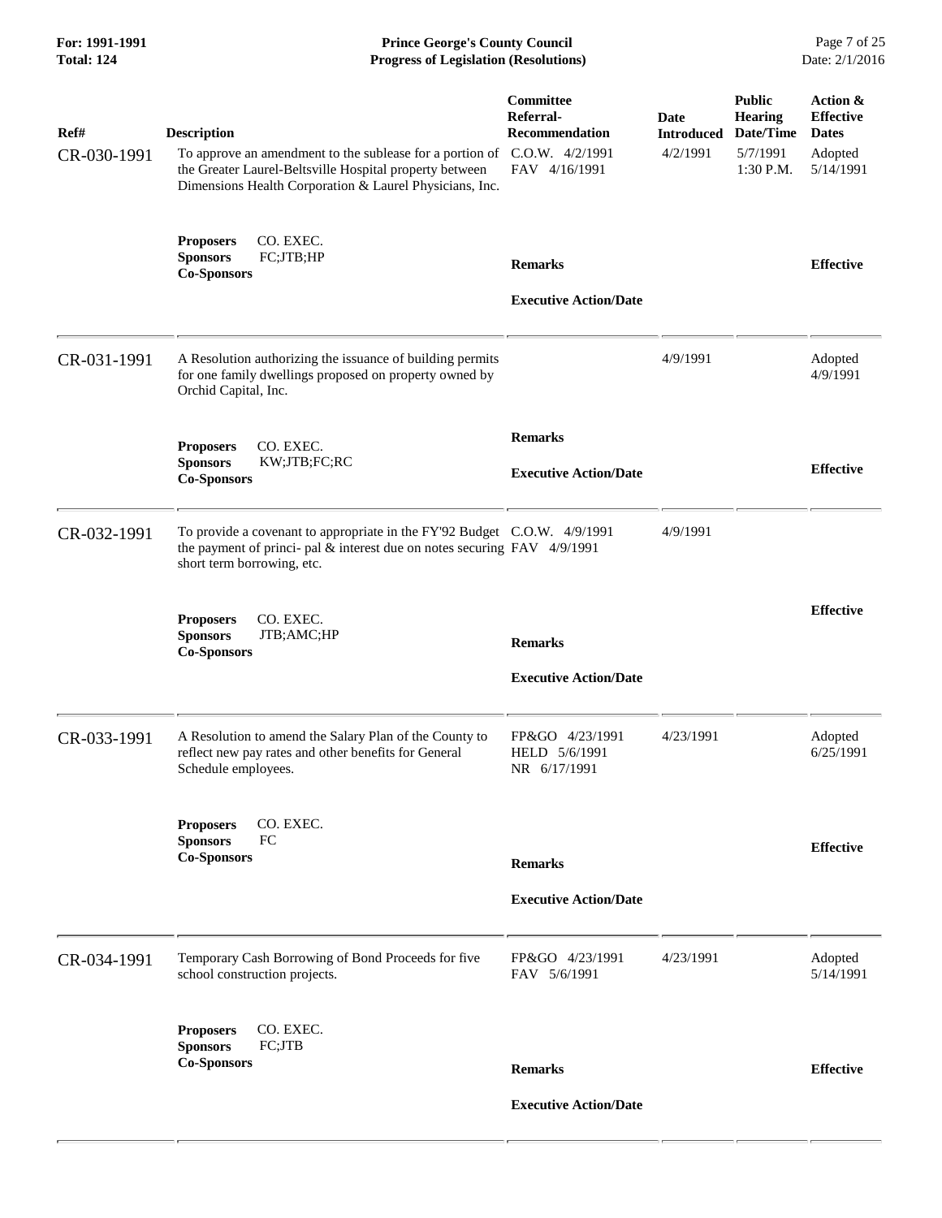| Ref# | Description | Committee Referral-Recommendation | Date Introduced | Public Hearing Date/Time | Action & Effective Dates |
|---|---|---|---|---|---|
| CR-030-1991 | To approve an amendment to the sublease for a portion of the Greater Laurel-Beltsville Hospital property between Dimensions Health Corporation & Laurel Physicians, Inc. | C.O.W. 4/2/1991<br>FAV 4/16/1991 | 4/2/1991 | 5/7/1991<br>1:30 P.M. | Adopted<br>5/14/1991 |
| | **Proposers** CO. EXEC.<br>**Sponsors** FC;JTB;HP<br>**Co-Sponsors** | **Remarks**<br><br>**Executive Action/Date** | | | **Effective** |
| CR-031-1991 | A Resolution authorizing the issuance of building permits for one family dwellings proposed on property owned by Orchid Capital, Inc. | | 4/9/1991 | | Adopted<br>4/9/1991 |
| | **Proposers** CO. EXEC.<br>**Sponsors** KW;JTB;FC;RC<br>**Co-Sponsors** | **Remarks**<br><br>**Executive Action/Date** | | | **Effective** |
| CR-032-1991 | To provide a covenant to appropriate in the FY'92 Budget the payment of princi- pal & interest due on notes securing short term borrowing, etc. | C.O.W. 4/9/1991<br>FAV 4/9/1991 | 4/9/1991 | | |
| | **Proposers** CO. EXEC.<br>**Sponsors** JTB;AMC;HP<br>**Co-Sponsors** | **Remarks**<br><br>**Executive Action/Date** | | | **Effective** |
| CR-033-1991 | A Resolution to amend the Salary Plan of the County to reflect new pay rates and other benefits for General Schedule employees. | FP&GO 4/23/1991<br>HELD 5/6/1991<br>NR 6/17/1991 | 4/23/1991 | | Adopted<br>6/25/1991 |
| | **Proposers** CO. EXEC.<br>**Sponsors** FC<br>**Co-Sponsors** | **Remarks**<br><br>**Executive Action/Date** | | | **Effective** |
| CR-034-1991 | Temporary Cash Borrowing of Bond Proceeds for five school construction projects. | FP&GO 4/23/1991<br>FAV 5/6/1991 | 4/23/1991 | | Adopted<br>5/14/1991 |
| | **Proposers** CO. EXEC.<br>**Sponsors** FC;JTB<br>**Co-Sponsors** | **Remarks**<br><br>**Executive Action/Date** | | | **Effective** |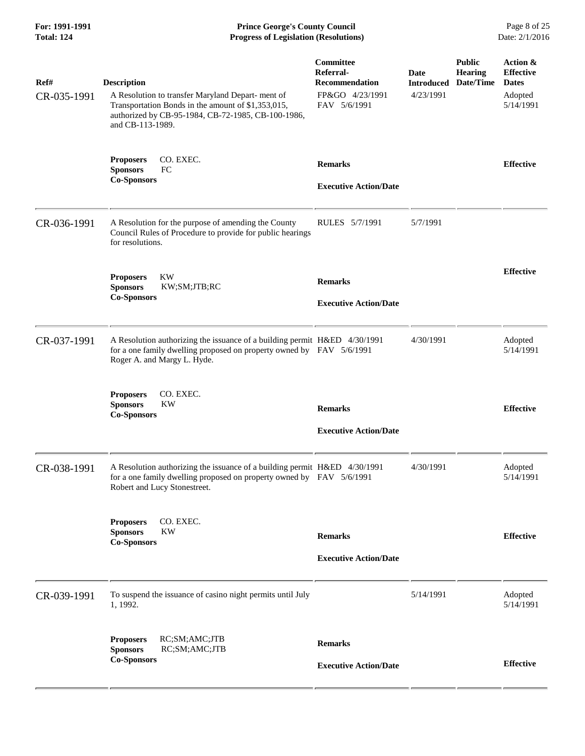| Ref# | Description | Committee Referral-Recommendation | Date Introduced | Public Hearing Date/Time | Action & Effective Dates |
|---|---|---|---|---|---|
| CR-035-1991 | A Resolution to transfer Maryland Depart- ment of Transportation Bonds in the amount of $1,353,015, authorized by CB-95-1984, CB-72-1985, CB-100-1986, and CB-113-1989. | FP&GO 4/23/1991<br>FAV 5/6/1991 | 4/23/1991 | | Adopted 5/14/1991 |
| | **Proposers** CO. EXEC.<br>**Sponsors** FC<br>**Co-Sponsors** | **Remarks**<br><br>**Executive Action/Date** | | | **Effective** |
| CR-036-1991 | A Resolution for the purpose of amending the County Council Rules of Procedure to provide for public hearings for resolutions. | RULES 5/7/1991 | 5/7/1991 | | |
| | **Proposers** KW<br>**Sponsors** KW;SM;JTB;RC<br>**Co-Sponsors** | **Remarks**<br><br>**Executive Action/Date** | | | **Effective** |
| CR-037-1991 | A Resolution authorizing the issuance of a building permit for a one family dwelling proposed on property owned by Roger A. and Margy L. Hyde. | H&ED 4/30/1991<br>FAV 5/6/1991 | 4/30/1991 | | Adopted 5/14/1991 |
| | **Proposers** CO. EXEC.<br>**Sponsors** KW<br>**Co-Sponsors** | **Remarks**<br><br>**Executive Action/Date** | | | **Effective** |
| CR-038-1991 | A Resolution authorizing the issuance of a building permit for a one family dwelling proposed on property owned by Robert and Lucy Stonestreet. | H&ED 4/30/1991<br>FAV 5/6/1991 | 4/30/1991 | | Adopted 5/14/1991 |
| | **Proposers** CO. EXEC.<br>**Sponsors** KW<br>**Co-Sponsors** | **Remarks**<br><br>**Executive Action/Date** | | | **Effective** |
| CR-039-1991 | To suspend the issuance of casino night permits until July 1, 1992. | | 5/14/1991 | | Adopted 5/14/1991 |
| | **Proposers** RC;SM;AMC;JTB<br>**Sponsors** RC;SM;AMC;JTB<br>**Co-Sponsors** | **Remarks**<br><br>**Executive Action/Date** | | | **Effective** |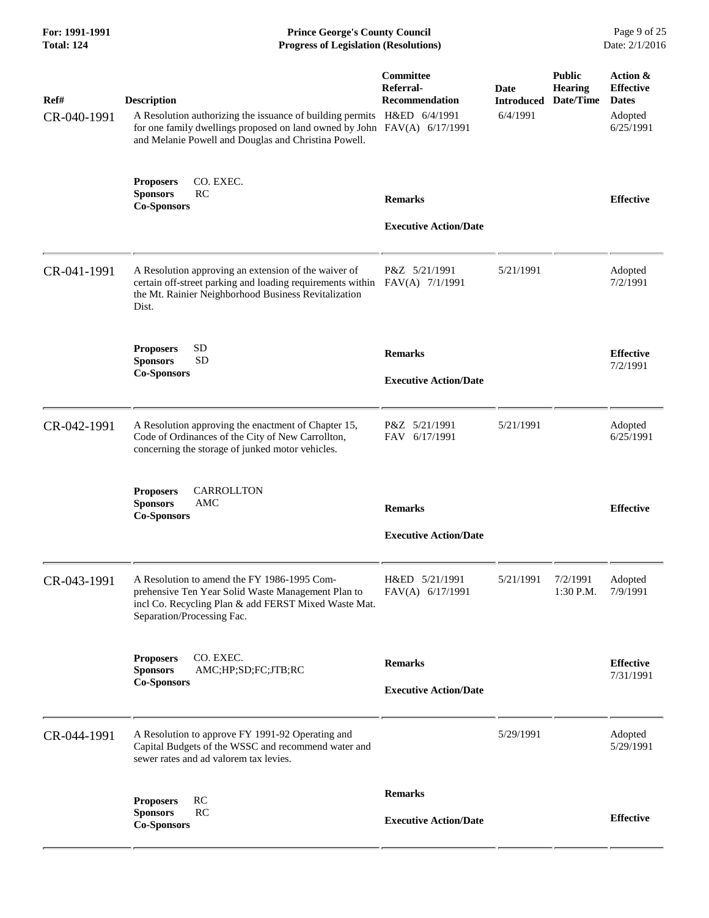| Ref# | Description | Committee Referral-Recommendation | Date Introduced | Public Hearing Date/Time | Action & Effective Dates |
|---|---|---|---|---|---|
| CR-040-1991 | A Resolution authorizing the issuance of building permits for one family dwellings proposed on land owned by John and Melanie Powell and Douglas and Christina Powell. | H&ED 6/4/1991<br>FAV(A) 6/17/1991 | 6/4/1991 | | Adopted<br>6/25/1991 |
| | **Proposers** CO. EXEC.<br>**Sponsors** RC<br>**Co-Sponsors** | **Remarks**<br><br>**Executive Action/Date** | | | **Effective** |
| CR-041-1991 | A Resolution approving an extension of the waiver of certain off-street parking and loading requirements within the Mt. Rainier Neighborhood Business Revitalization Dist. | P&Z 5/21/1991<br>FAV(A) 7/1/1991 | 5/21/1991 | | Adopted<br>7/2/1991 |
| | **Proposers** SD<br>**Sponsors** SD<br>**Co-Sponsors** | **Remarks**<br><br>**Executive Action/Date** | | | **Effective**<br>7/2/1991 |
| CR-042-1991 | A Resolution approving the enactment of Chapter 15, Code of Ordinances of the City of New Carrollton, concerning the storage of junked motor vehicles. | P&Z 5/21/1991<br>FAV 6/17/1991 | 5/21/1991 | | Adopted<br>6/25/1991 |
| | **Proposers** CARROLLTON<br>**Sponsors** AMC<br>**Co-Sponsors** | **Remarks**<br><br>**Executive Action/Date** | | | **Effective** |
| CR-043-1991 | A Resolution to amend the FY 1986-1995 Comprehensive Ten Year Solid Waste Management Plan to incl Co. Recycling Plan & add FERST Mixed Waste Mat. Separation/Processing Fac. | H&ED 5/21/1991<br>FAV(A) 6/17/1991 | 5/21/1991 | 7/2/1991<br>1:30 P.M. | Adopted<br>7/9/1991 |
| | **Proposers** CO. EXEC.<br>**Sponsors** AMC;HP;SD;FC;JTB;RC<br>**Co-Sponsors** | **Remarks**<br><br>**Executive Action/Date** | | | **Effective**<br>7/31/1991 |
| CR-044-1991 | A Resolution to approve FY 1991-92 Operating and Capital Budgets of the WSSC and recommend water and sewer rates and ad valorem tax levies. | | 5/29/1991 | | Adopted<br>5/29/1991 |
| | **Proposers** RC<br>**Sponsors** RC<br>**Co-Sponsors** | **Remarks**<br><br>**Executive Action/Date** | | | **Effective** |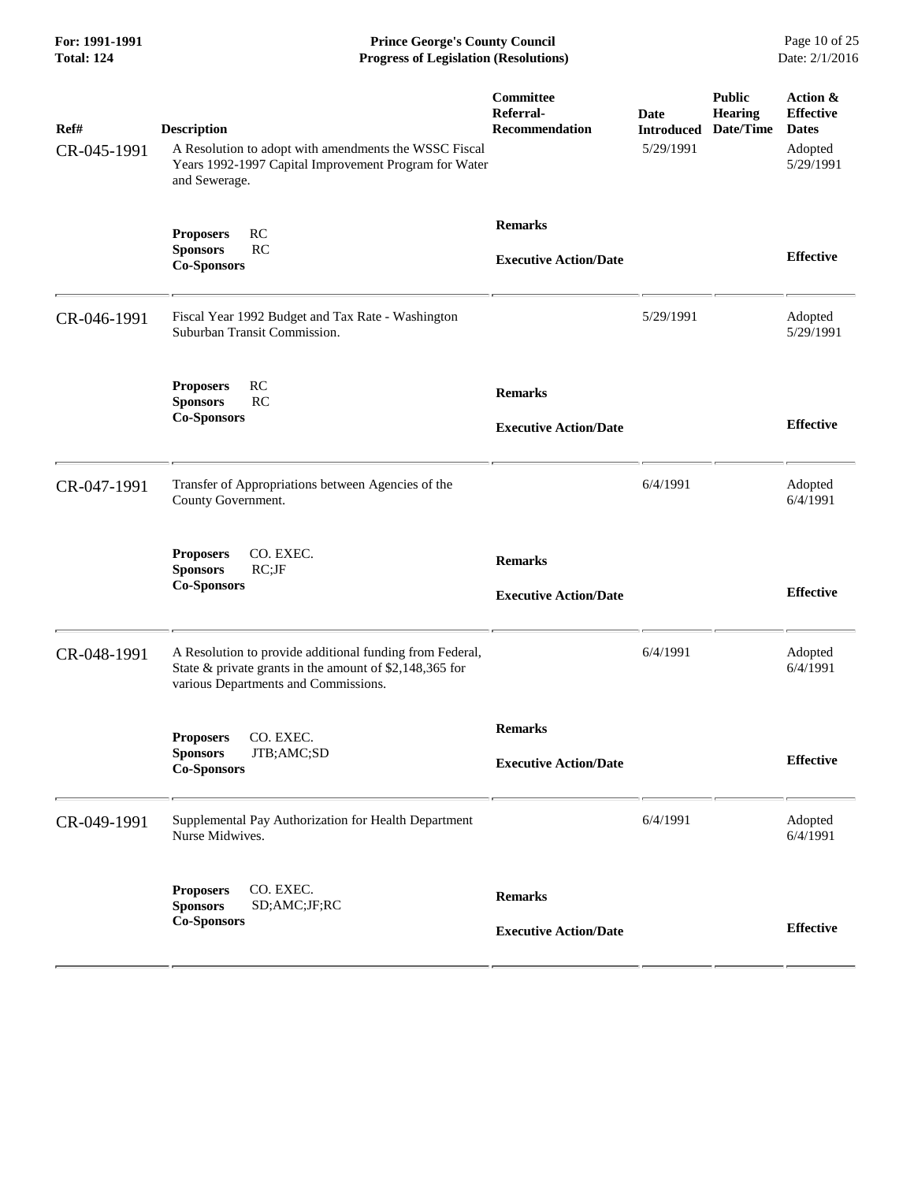| Ref# | Description | Committee Referral-Recommendation | Date Introduced | Public Hearing Date/Time | Action & Effective Dates |
|---|---|---|---|---|---|
| CR-045-1991 | A Resolution to adopt with amendments the WSSC Fiscal Years 1992-1997 Capital Improvement Program for Water and Sewerage. | | 5/29/1991 | | Adopted 5/29/1991 |
| | **Proposers** RC<br>**Sponsors** RC<br>**Co-Sponsors** | **Remarks**<br><br>**Executive Action/Date** | | | **Effective** |
| CR-046-1991 | Fiscal Year 1992 Budget and Tax Rate - Washington Suburban Transit Commission. | | 5/29/1991 | | Adopted 5/29/1991 |
| | **Proposers** RC<br>**Sponsors** RC<br>**Co-Sponsors** | **Remarks**<br><br>**Executive Action/Date** | | | **Effective** |
| CR-047-1991 | Transfer of Appropriations between Agencies of the County Government. | | 6/4/1991 | | Adopted 6/4/1991 |
| | **Proposers** CO. EXEC.<br>**Sponsors** RC;JF<br>**Co-Sponsors** | **Remarks**<br><br>**Executive Action/Date** | | | **Effective** |
| CR-048-1991 | A Resolution to provide additional funding from Federal, State & private grants in the amount of $2,148,365 for various Departments and Commissions. | | 6/4/1991 | | Adopted 6/4/1991 |
| | **Proposers** CO. EXEC.<br>**Sponsors** JTB;AMC;SD<br>**Co-Sponsors** | **Remarks**<br><br>**Executive Action/Date** | | | **Effective** |
| CR-049-1991 | Supplemental Pay Authorization for Health Department Nurse Midwives. | | 6/4/1991 | | Adopted 6/4/1991 |
| | **Proposers** CO. EXEC.<br>**Sponsors** SD;AMC;JF;RC<br>**Co-Sponsors** | **Remarks**<br><br>**Executive Action/Date** | | | **Effective** |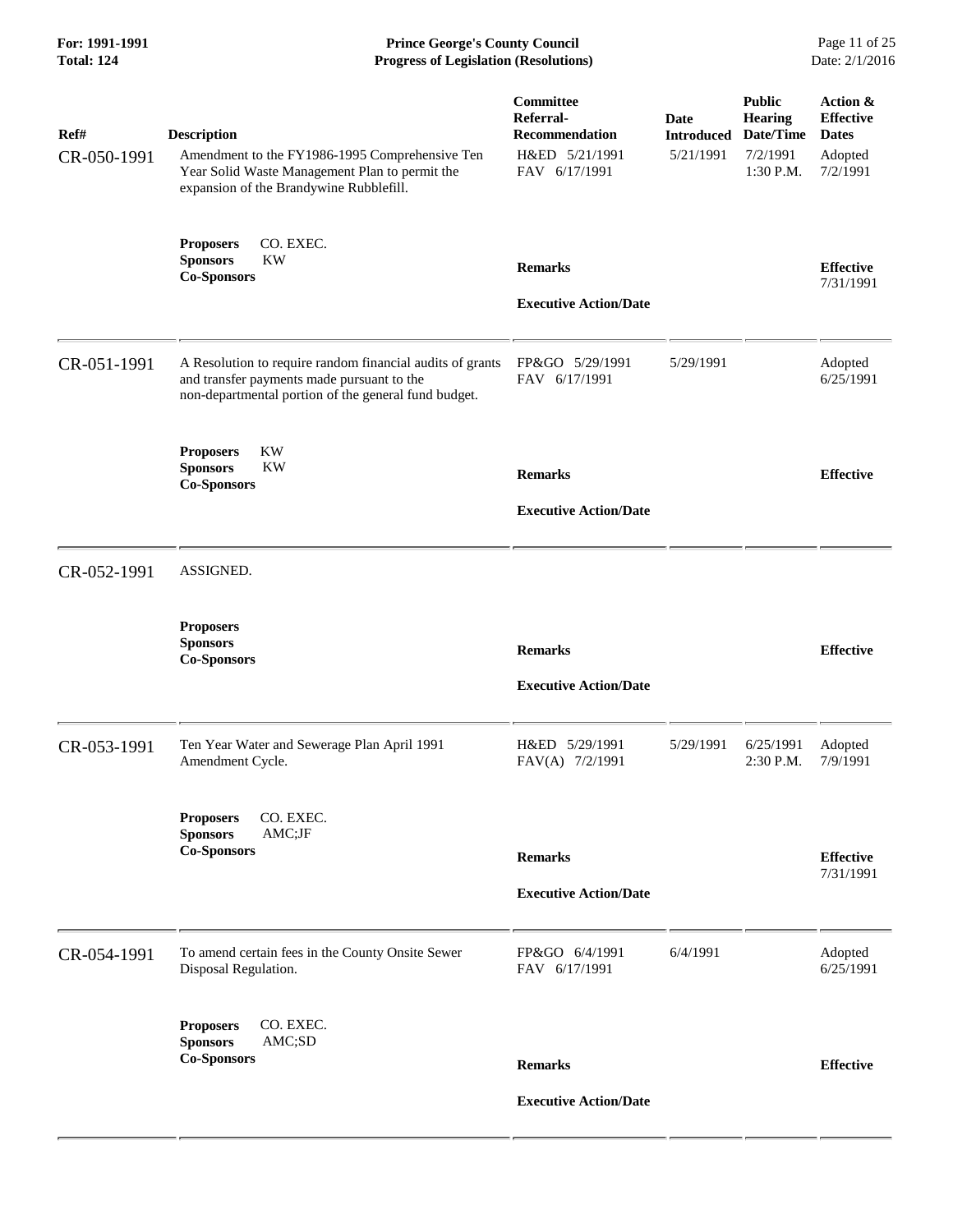| Ref# | Description | Committee Referral-Recommendation | Date Introduced | Public Hearing Date/Time | Action & Effective Dates |
|---|---|---|---|---|---|
| CR-050-1991 | Amendment to the FY1986-1995 Comprehensive Ten Year Solid Waste Management Plan to permit the expansion of the Brandywine Rubblefill. | H&ED 5/21/1991<br>FAV 6/17/1991 | 5/21/1991 | 7/2/1991<br>1:30 P.M. | Adopted<br>7/2/1991 |
| | **Proposers** CO. EXEC.<br>**Sponsors** KW<br>**Co-Sponsors** | **Remarks**<br><br>**Executive Action/Date** | | | **Effective**<br>7/31/1991 |
| CR-051-1991 | A Resolution to require random financial audits of grants and transfer payments made pursuant to the non-departmental portion of the general fund budget. | FP&GO 5/29/1991<br>FAV 6/17/1991 | 5/29/1991 | | Adopted<br>6/25/1991 |
| | **Proposers** KW<br>**Sponsors** KW<br>**Co-Sponsors** | **Remarks**<br><br>**Executive Action/Date** | | | **Effective** |
| CR-052-1991 | ASSIGNED. | | | | |
| | **Proposers**<br>**Sponsors**<br>**Co-Sponsors** | **Remarks**<br><br>**Executive Action/Date** | | | **Effective** |
| CR-053-1991 | Ten Year Water and Sewerage Plan April 1991 Amendment Cycle. | H&ED 5/29/1991<br>FAV(A) 7/2/1991 | 5/29/1991 | 6/25/1991<br>2:30 P.M. | Adopted<br>7/9/1991 |
| | **Proposers** CO. EXEC.<br>**Sponsors** AMC;JF<br>**Co-Sponsors** | **Remarks**<br><br>**Executive Action/Date** | | | **Effective**<br>7/31/1991 |
| CR-054-1991 | To amend certain fees in the County Onsite Sewer Disposal Regulation. | FP&GO 6/4/1991<br>FAV 6/17/1991 | 6/4/1991 | | Adopted<br>6/25/1991 |
| | **Proposers** CO. EXEC.<br>**Sponsors** AMC;SD<br>**Co-Sponsors** | **Remarks**<br><br>**Executive Action/Date** | | | **Effective** |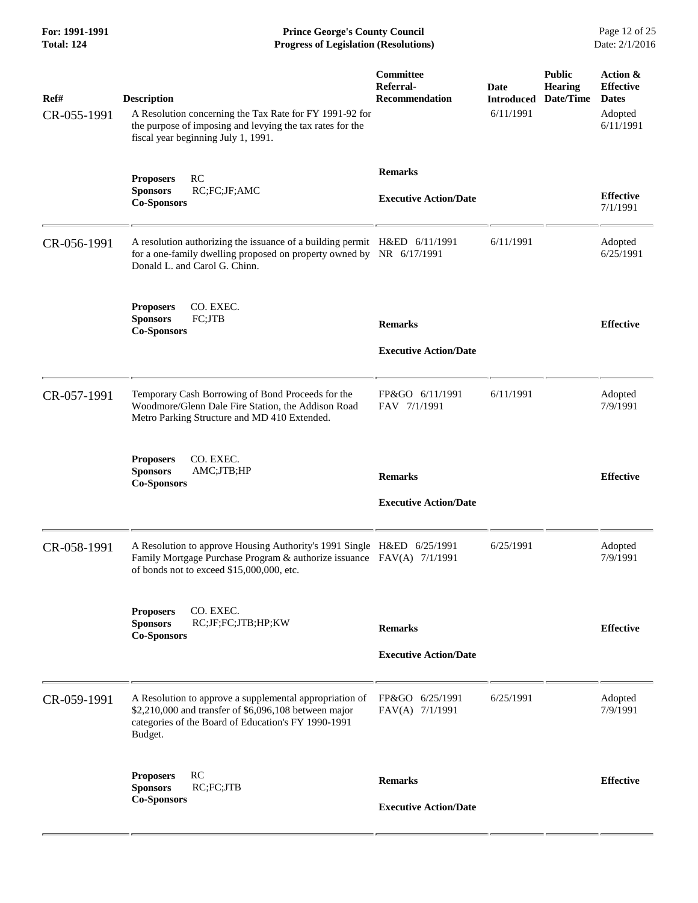| Ref# | Description | Committee Referral-Recommendation | Date Introduced | Public Hearing Date/Time | Action & Effective Dates |
|---|---|---|---|---|---|
| CR-055-1991 | A Resolution concerning the Tax Rate for FY 1991-92 for the purpose of imposing and levying the tax rates for the fiscal year beginning July 1, 1991. | | 6/11/1991 | | Adopted 6/11/1991 |
| | **Proposers** RC<br>**Sponsors** RC;FC;JF;AMC<br>**Co-Sponsors** | **Remarks**<br><br>**Executive Action/Date** | | | **Effective** 7/1/1991 |
| CR-056-1991 | A resolution authorizing the issuance of a building permit for a one-family dwelling proposed on property owned by Donald L. and Carol G. Chinn. | H&ED 6/11/1991<br>NR 6/17/1991 | 6/11/1991 | | Adopted 6/25/1991 |
| | **Proposers** CO. EXEC.<br>**Sponsors** FC;JTB<br>**Co-Sponsors** | **Remarks**<br><br>**Executive Action/Date** | | | **Effective** |
| CR-057-1991 | Temporary Cash Borrowing of Bond Proceeds for the Woodmore/Glenn Dale Fire Station, the Addison Road Metro Parking Structure and MD 410 Extended. | FP&GO 6/11/1991<br>FAV 7/1/1991 | 6/11/1991 | | Adopted 7/9/1991 |
| | **Proposers** CO. EXEC.<br>**Sponsors** AMC;JTB;HP<br>**Co-Sponsors** | **Remarks**<br><br>**Executive Action/Date** | | | **Effective** |
| CR-058-1991 | A Resolution to approve Housing Authority's 1991 Single Family Mortgage Purchase Program & authorize issuance of bonds not to exceed $15,000,000, etc. | H&ED 6/25/1991<br>FAV(A) 7/1/1991 | 6/25/1991 | | Adopted 7/9/1991 |
| | **Proposers** CO. EXEC.<br>**Sponsors** RC;JF;FC;JTB;HP;KW<br>**Co-Sponsors** | **Remarks**<br><br>**Executive Action/Date** | | | **Effective** |
| CR-059-1991 | A Resolution to approve a supplemental appropriation of $2,210,000 and transfer of $6,096,108 between major categories of the Board of Education's FY 1990-1991 Budget. | FP&GO 6/25/1991<br>FAV(A) 7/1/1991 | 6/25/1991 | | Adopted 7/9/1991 |
| | **Proposers** RC<br>**Sponsors** RC;FC;JTB<br>**Co-Sponsors** | **Remarks**<br><br>**Executive Action/Date** | | | **Effective** |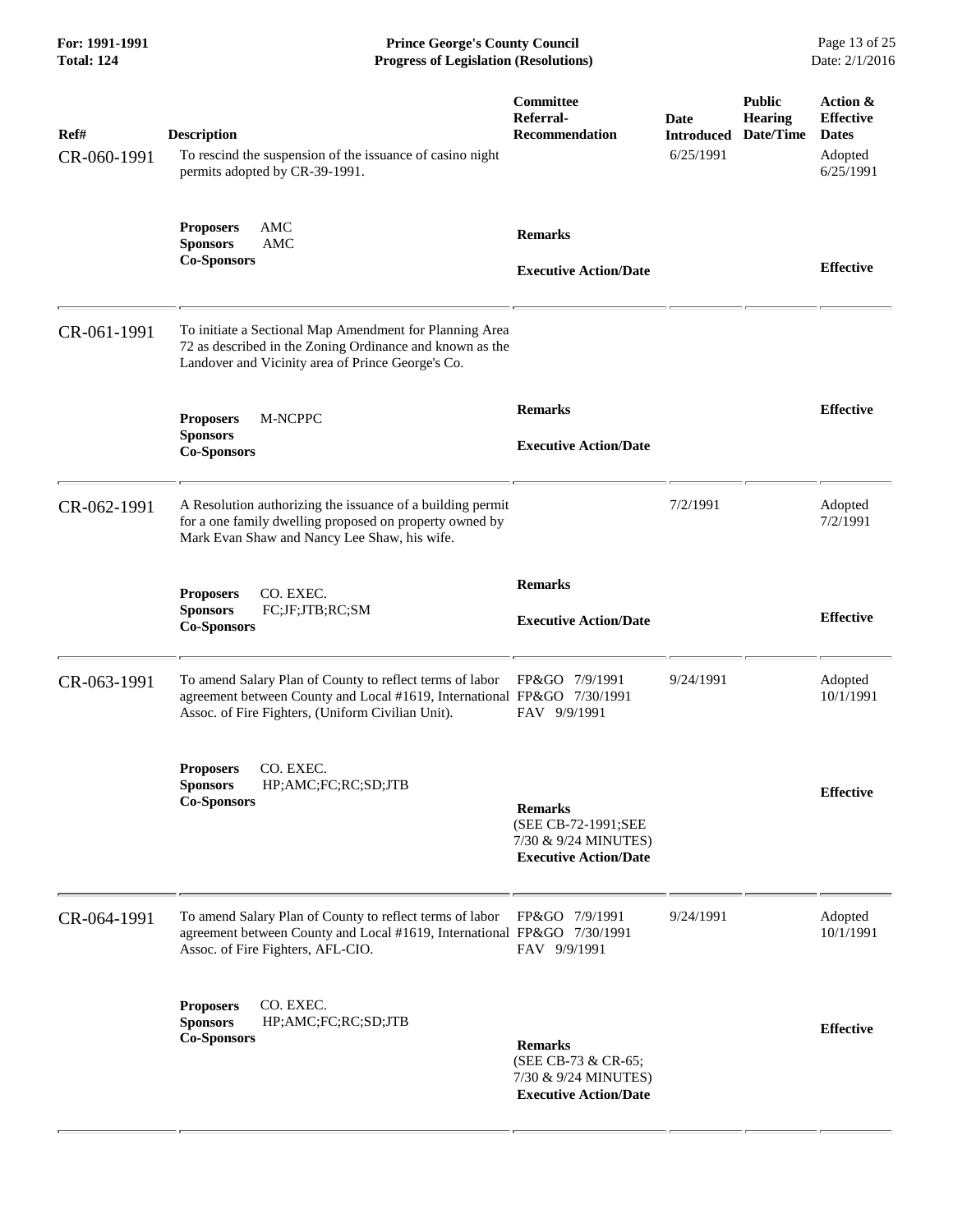| Ref# | Description | Committee Referral-Recommendation | Date Introduced | Public Hearing Date/Time | Action & Effective Dates |
|---|---|---|---|---|---|
| CR-060-1991 | To rescind the suspension of the issuance of casino night permits adopted by CR-39-1991. | | 6/25/1991 | | Adopted 6/25/1991 |
| | **Proposers** AMC<br>**Sponsors** AMC<br>**Co-Sponsors** | **Remarks**<br><br>**Executive Action/Date** | | | **Effective** |
| CR-061-1991 | To initiate a Sectional Map Amendment for Planning Area 72 as described in the Zoning Ordinance and known as the Landover and Vicinity area of Prince George's Co. | | | | |
| | **Proposers** M-NCPPC<br>**Sponsors**<br>**Co-Sponsors** | **Remarks**<br><br>**Executive Action/Date** | | | **Effective** |
| CR-062-1991 | A Resolution authorizing the issuance of a building permit for a one family dwelling proposed on property owned by Mark Evan Shaw and Nancy Lee Shaw, his wife. | | 7/2/1991 | | Adopted 7/2/1991 |
| | **Proposers** CO. EXEC.<br>**Sponsors** FC;JF;JTB;RC;SM<br>**Co-Sponsors** | **Remarks**<br><br>**Executive Action/Date** | | | **Effective** |
| CR-063-1991 | To amend Salary Plan of County to reflect terms of labor agreement between County and Local #1619, International Assoc. of Fire Fighters, (Uniform Civilian Unit). | FP&GO 7/9/1991<br>FP&GO 7/30/1991<br>FAV 9/9/1991 | 9/24/1991 | | Adopted 10/1/1991 |
| | **Proposers** CO. EXEC.<br>**Sponsors** HP;AMC;FC;RC;SD;JTB<br>**Co-Sponsors** | **Remarks**<br>(SEE CB-72-1991;SEE 7/30 & 9/24 MINUTES)<br>**Executive Action/Date** | | | **Effective** |
| CR-064-1991 | To amend Salary Plan of County to reflect terms of labor agreement between County and Local #1619, International Assoc. of Fire Fighters, AFL-CIO. | FP&GO 7/9/1991<br>FP&GO 7/30/1991<br>FAV 9/9/1991 | 9/24/1991 | | Adopted 10/1/1991 |
| | **Proposers** CO. EXEC.<br>**Sponsors** HP;AMC;FC;RC;SD;JTB<br>**Co-Sponsors** | **Remarks**<br>(SEE CB-73 & CR-65; 7/30 & 9/24 MINUTES)<br>**Executive Action/Date** | | | **Effective** |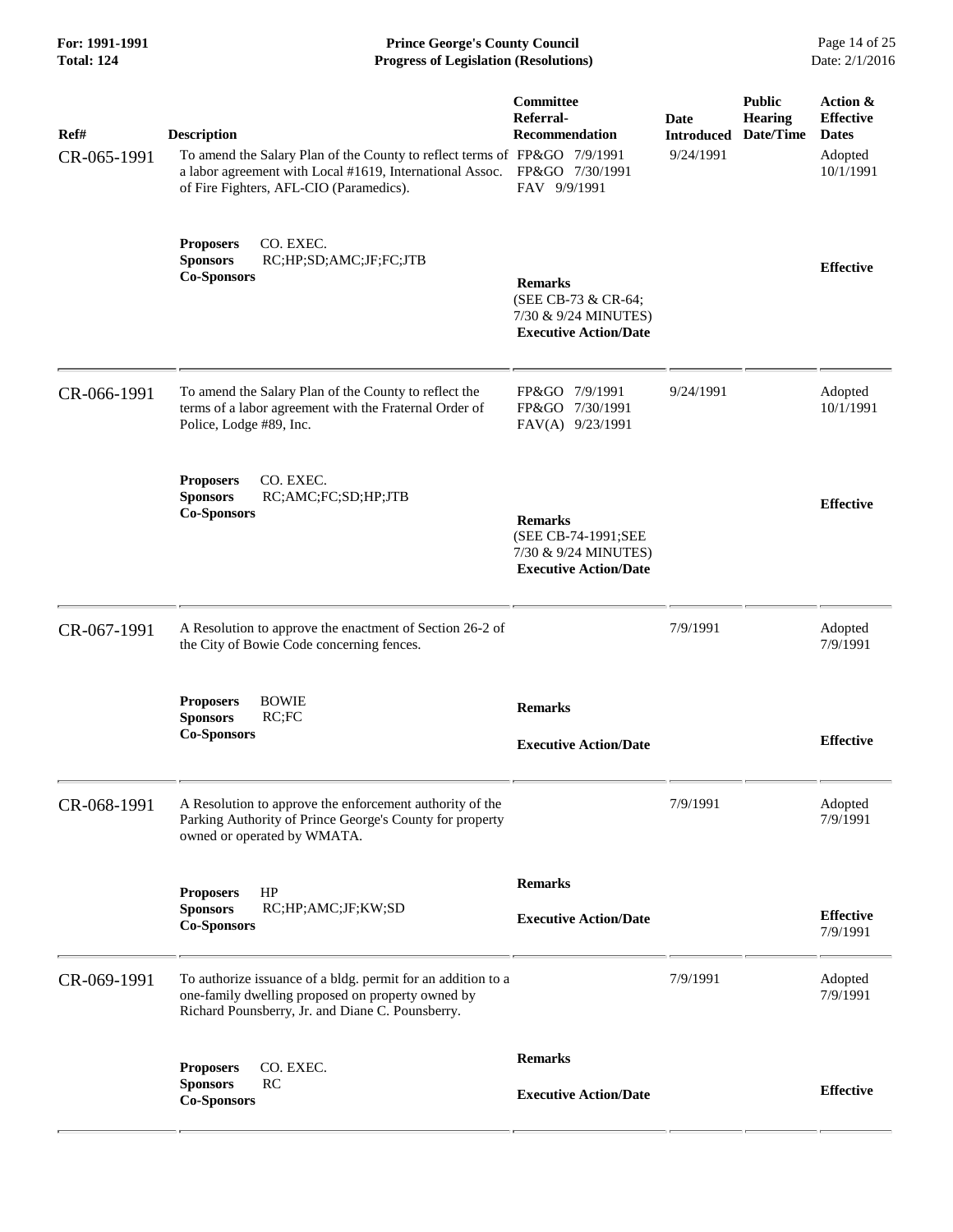**For: 1991-1991**
**Total: 124**

# Prince George's County Council
## Progress of Legislation (Resolutions)

Date: 2/1/2016

| Ref# | Description | Committee Referral-Recommendation | Date Introduced | Public Hearing Date/Time | Action & Effective Dates |
|---|---|---|---|---|---|
| CR-065-1991 | To amend the Salary Plan of the County to reflect terms of a labor agreement with Local #1619, International Assoc. of Fire Fighters, AFL-CIO (Paramedics). | FP&GO 7/9/1991<br>FP&GO 7/30/1991<br>FAV 9/9/1991 | 9/24/1991 | | Adopted 10/1/1991 |
| | **Proposers** CO. EXEC.<br>**Sponsors** RC;HP;SD;AMC;JF;FC;JTB<br>**Co-Sponsors** | **Remarks**<br>(SEE CB-73 & CR-64; 7/30 & 9/24 MINUTES)<br>**Executive Action/Date** | | | **Effective** |
| CR-066-1991 | To amend the Salary Plan of the County to reflect the terms of a labor agreement with the Fraternal Order of Police, Lodge #89, Inc. | FP&GO 7/9/1991<br>FP&GO 7/30/1991<br>FAV(A) 9/23/1991 | 9/24/1991 | | Adopted 10/1/1991 |
| | **Proposers** CO. EXEC.<br>**Sponsors** RC;AMC;FC;SD;HP;JTB<br>**Co-Sponsors** | **Remarks**<br>(SEE CB-74-1991;SEE 7/30 & 9/24 MINUTES)<br>**Executive Action/Date** | | | **Effective** |
| CR-067-1991 | A Resolution to approve the enactment of Section 26-2 of the City of Bowie Code concerning fences. | | 7/9/1991 | | Adopted 7/9/1991 |
| | **Proposers** BOWIE<br>**Sponsors** RC;FC<br>**Co-Sponsors** | **Remarks**<br>**Executive Action/Date** | | | **Effective** |
| CR-068-1991 | A Resolution to approve the enforcement authority of the Parking Authority of Prince George's County for property owned or operated by WMATA. | | 7/9/1991 | | Adopted 7/9/1991 |
| | **Proposers** HP<br>**Sponsors** RC;HP;AMC;JF;KW;SD<br>**Co-Sponsors** | **Remarks**<br>**Executive Action/Date** | | | **Effective** 7/9/1991 |
| CR-069-1991 | To authorize issuance of a bldg. permit for an addition to a one-family dwelling proposed on property owned by Richard Pounsberry, Jr. and Diane C. Pounsberry. | | 7/9/1991 | | Adopted 7/9/1991 |
| | **Proposers** CO. EXEC.<br>**Sponsors** RC<br>**Co-Sponsors** | **Remarks**<br>**Executive Action/Date** | | | **Effective** |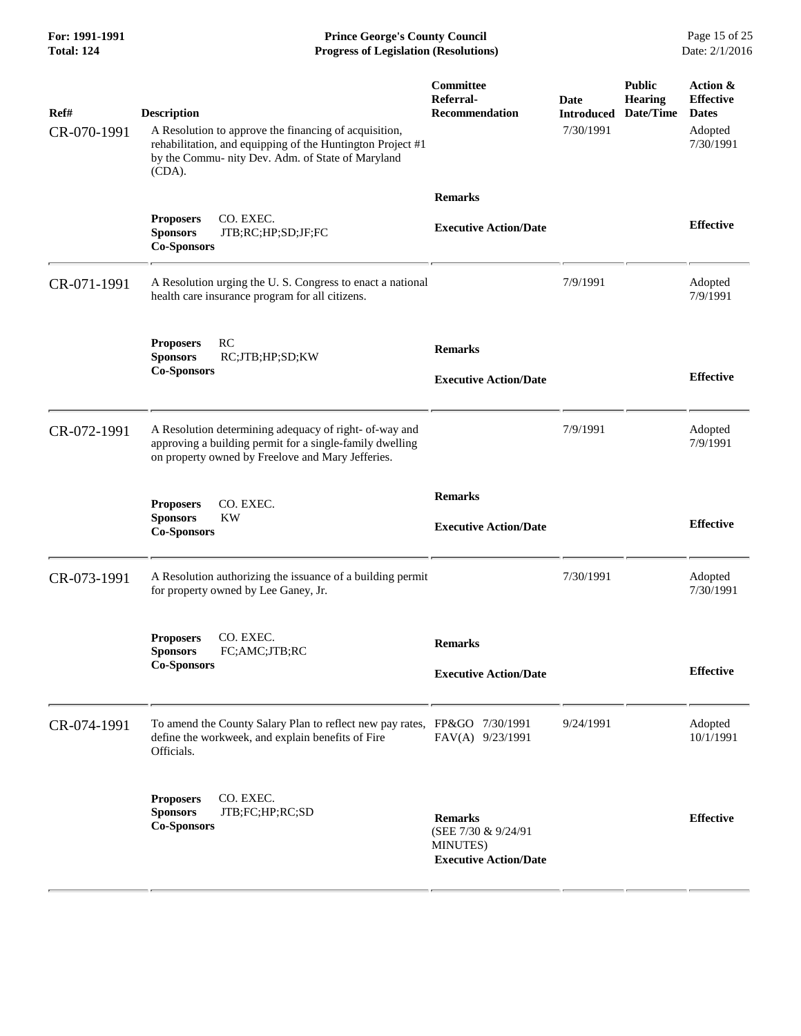| Ref# | Description | Committee Referral-Recommendation | Date Introduced | Public Hearing Date/Time | Action & Effective Dates |
|---|---|---|---|---|---|
| CR-070-1991 | A Resolution to approve the financing of acquisition, rehabilitation, and equipping of the Huntington Project #1 by the Commu- nity Dev. Adm. of State of Maryland (CDA). | | 7/30/1991 | | Adopted 7/30/1991 |
| | **Proposers** CO. EXEC. **Sponsors** JTB;RC;HP;SD;JF;FC **Co-Sponsors** | **Remarks** **Executive Action/Date** | | | **Effective** |
| CR-071-1991 | A Resolution urging the U. S. Congress to enact a national health care insurance program for all citizens. | | 7/9/1991 | | Adopted 7/9/1991 |
| | **Proposers** RC **Sponsors** RC;JTB;HP;SD;KW **Co-Sponsors** | **Remarks** **Executive Action/Date** | | | **Effective** |
| CR-072-1991 | A Resolution determining adequacy of right- of-way and approving a building permit for a single-family dwelling on property owned by Freelove and Mary Jefferies. | | 7/9/1991 | | Adopted 7/9/1991 |
| | **Proposers** CO. EXEC. **Sponsors** KW **Co-Sponsors** | **Remarks** **Executive Action/Date** | | | **Effective** |
| CR-073-1991 | A Resolution authorizing the issuance of a building permit for property owned by Lee Ganey, Jr. | | 7/30/1991 | | Adopted 7/30/1991 |
| | **Proposers** CO. EXEC. **Sponsors** FC;AMC;JTB;RC **Co-Sponsors** | **Remarks** **Executive Action/Date** | | | **Effective** |
| CR-074-1991 | To amend the County Salary Plan to reflect new pay rates, define the workweek, and explain benefits of Fire Officials. | FP&GO 7/30/1991 FAV(A) 9/23/1991 | 9/24/1991 | | Adopted 10/1/1991 |
| | **Proposers** CO. EXEC. **Sponsors** JTB;FC;HP;RC;SD **Co-Sponsors** | **Remarks** (SEE 7/30 & 9/24/91 MINUTES) **Executive Action/Date** | | | **Effective** |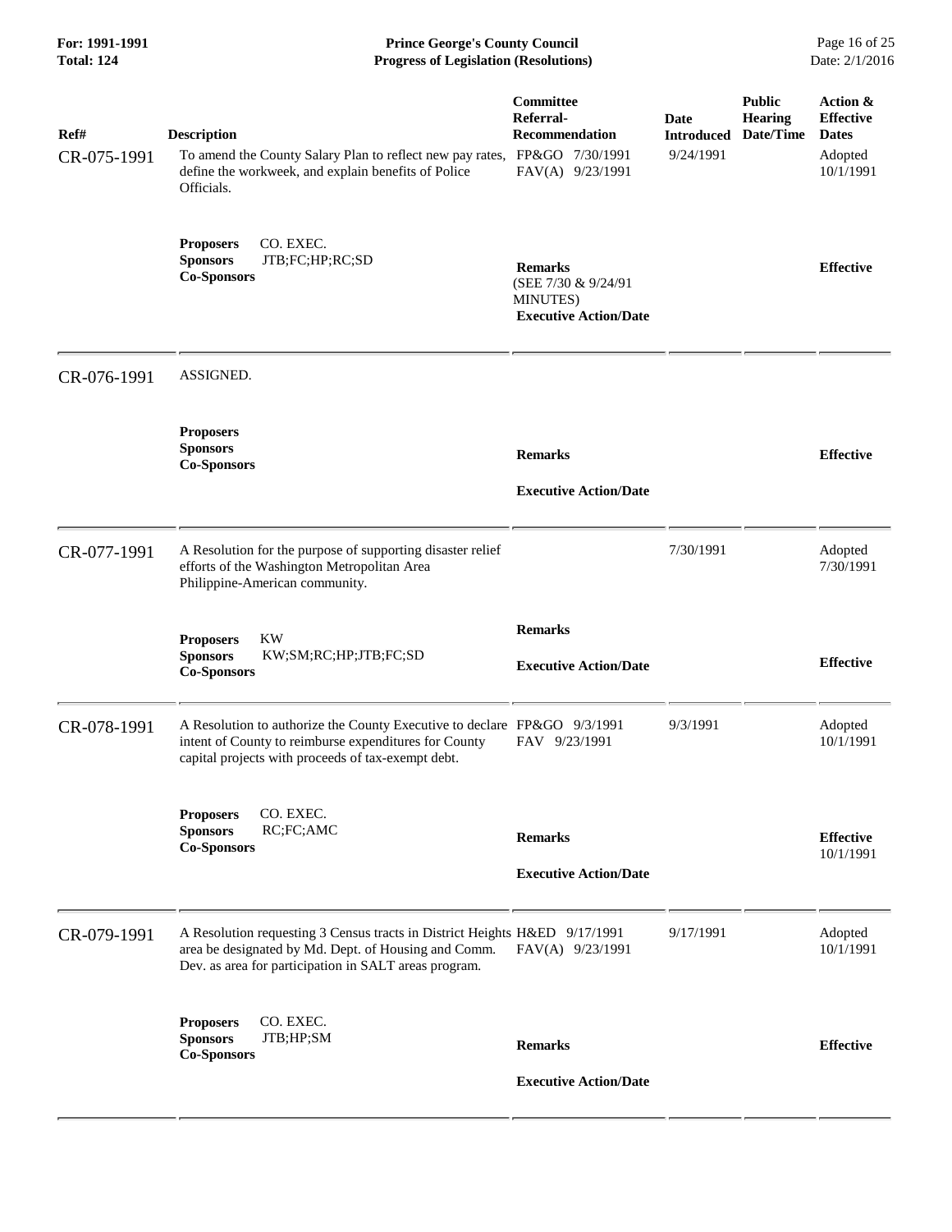| Ref# | Description | Committee Referral-Recommendation | Date Introduced | Public Hearing Date/Time | Action & Effective Dates |
|---|---|---|---|---|---|
| CR-075-1991 | To amend the County Salary Plan to reflect new pay rates, define the workweek, and explain benefits of Police Officials. | FP&GO 7/30/1991<br>FAV(A) 9/23/1991 | 9/24/1991 | | Adopted 10/1/1991 |
| | **Proposers** CO. EXEC.<br>**Sponsors** JTB;FC;HP;RC;SD<br>**Co-Sponsors** | **Remarks**<br>(SEE 7/30 & 9/24/91 MINUTES)<br>**Executive Action/Date** | | | **Effective** |
| CR-076-1991 | ASSIGNED. | | | | |
| | **Proposers**<br>**Sponsors**<br>**Co-Sponsors** | **Remarks**<br>**Executive Action/Date** | | | **Effective** |
| CR-077-1991 | A Resolution for the purpose of supporting disaster relief efforts of the Washington Metropolitan Area Philippine-American community. | | 7/30/1991 | | Adopted 7/30/1991 |
| | **Proposers** KW<br>**Sponsors** KW;SM;RC;HP;JTB;FC;SD<br>**Co-Sponsors** | **Remarks**<br>**Executive Action/Date** | | | **Effective** |
| CR-078-1991 | A Resolution to authorize the County Executive to declare intent of County to reimburse expenditures for County capital projects with proceeds of tax-exempt debt. | FP&GO 9/3/1991<br>FAV 9/23/1991 | 9/3/1991 | | Adopted 10/1/1991 |
| | **Proposers** CO. EXEC.<br>**Sponsors** RC;FC;AMC<br>**Co-Sponsors** | **Remarks**<br>**Executive Action/Date** | | | **Effective** 10/1/1991 |
| CR-079-1991 | A Resolution requesting 3 Census tracts in District Heights area be designated by Md. Dept. of Housing and Comm. Dev. as area for participation in SALT areas program. | H&ED 9/17/1991<br>FAV(A) 9/23/1991 | 9/17/1991 | | Adopted 10/1/1991 |
| | **Proposers** CO. EXEC.<br>**Sponsors** JTB;HP;SM<br>**Co-Sponsors** | **Remarks**<br>**Executive Action/Date** | | | **Effective** |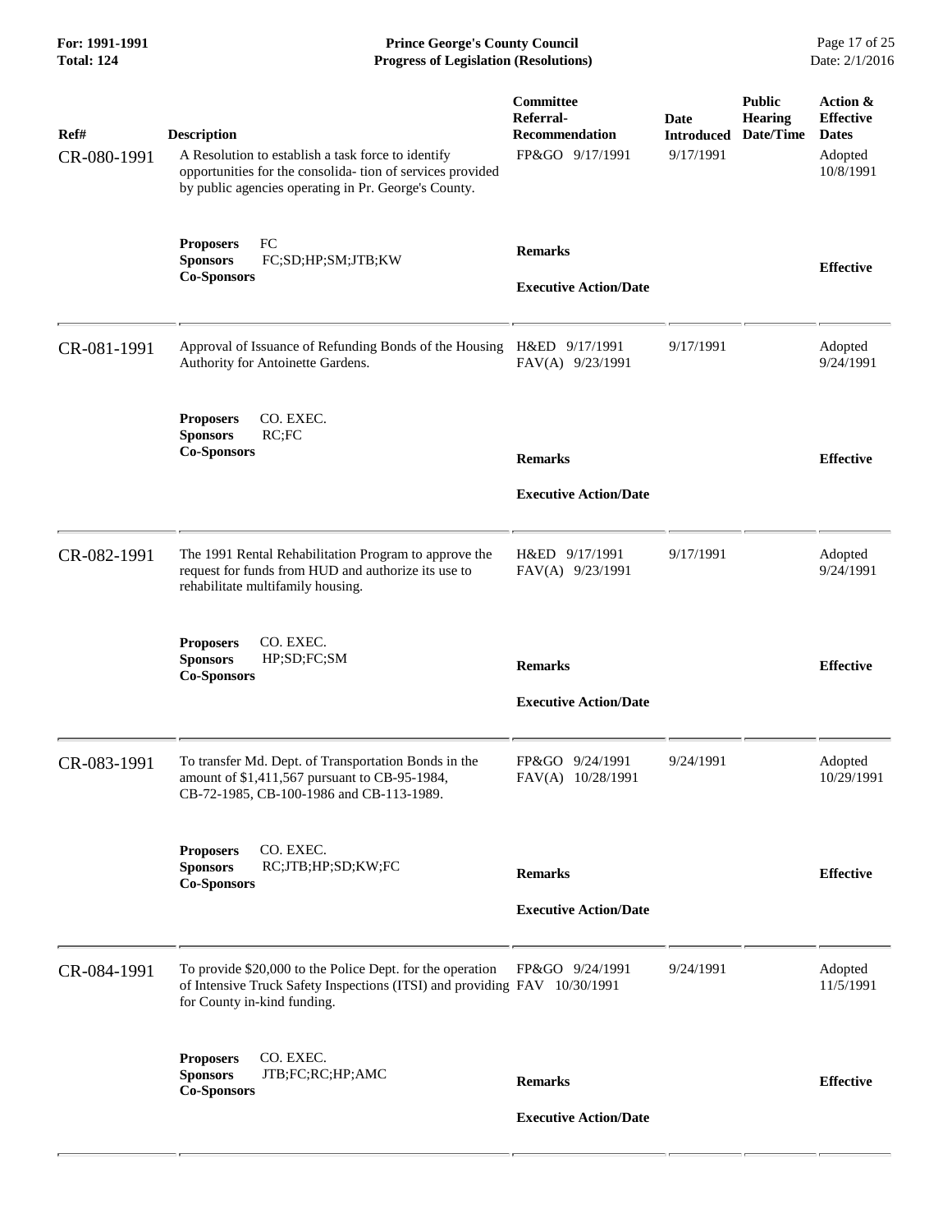**For: 1991-1991**
**Total: 124**

**Prince George's County Council**
**Progress of Legislation (Resolutions)**

Date: 2/1/2016

| Ref# | Description | Committee Referral-Recommendation | Date Introduced | Public Hearing Date/Time | Action & Effective Dates |
|---|---|---|---|---|---|
| CR-080-1991 | A Resolution to establish a task force to identify opportunities for the consolida- tion of services provided by public agencies operating in Pr. George's County. | FP&GO 9/17/1991 | 9/17/1991 | | Adopted 10/8/1991 |
| | **Proposers** FC<br>**Sponsors** FC;SD;HP;SM;JTB;KW<br>**Co-Sponsors** | **Remarks**<br><br>**Executive Action/Date** | | | **Effective** |
| CR-081-1991 | Approval of Issuance of Refunding Bonds of the Housing Authority for Antoinette Gardens. | H&ED 9/17/1991<br>FAV(A) 9/23/1991 | 9/17/1991 | | Adopted 9/24/1991 |
| | **Proposers** CO. EXEC.<br>**Sponsors** RC;FC<br>**Co-Sponsors** | **Remarks**<br><br>**Executive Action/Date** | | | **Effective** |
| CR-082-1991 | The 1991 Rental Rehabilitation Program to approve the request for funds from HUD and authorize its use to rehabilitate multifamily housing. | H&ED 9/17/1991<br>FAV(A) 9/23/1991 | 9/17/1991 | | Adopted 9/24/1991 |
| | **Proposers** CO. EXEC.<br>**Sponsors** HP;SD;FC;SM<br>**Co-Sponsors** | **Remarks**<br><br>**Executive Action/Date** | | | **Effective** |
| CR-083-1991 | To transfer Md. Dept. of Transportation Bonds in the amount of $1,411,567 pursuant to CB-95-1984, CB-72-1985, CB-100-1986 and CB-113-1989. | FP&GO 9/24/1991<br>FAV(A) 10/28/1991 | 9/24/1991 | | Adopted 10/29/1991 |
| | **Proposers** CO. EXEC.<br>**Sponsors** RC;JTB;HP;SD;KW;FC<br>**Co-Sponsors** | **Remarks**<br><br>**Executive Action/Date** | | | **Effective** |
| CR-084-1991 | To provide $20,000 to the Police Dept. for the operation of Intensive Truck Safety Inspections (ITSI) and providing for County in-kind funding. | FP&GO 9/24/1991<br>FAV 10/30/1991 | 9/24/1991 | | Adopted 11/5/1991 |
| | **Proposers** CO. EXEC.<br>**Sponsors** JTB;FC;RC;HP;AMC<br>**Co-Sponsors** | **Remarks**<br><br>**Executive Action/Date** | | | **Effective** |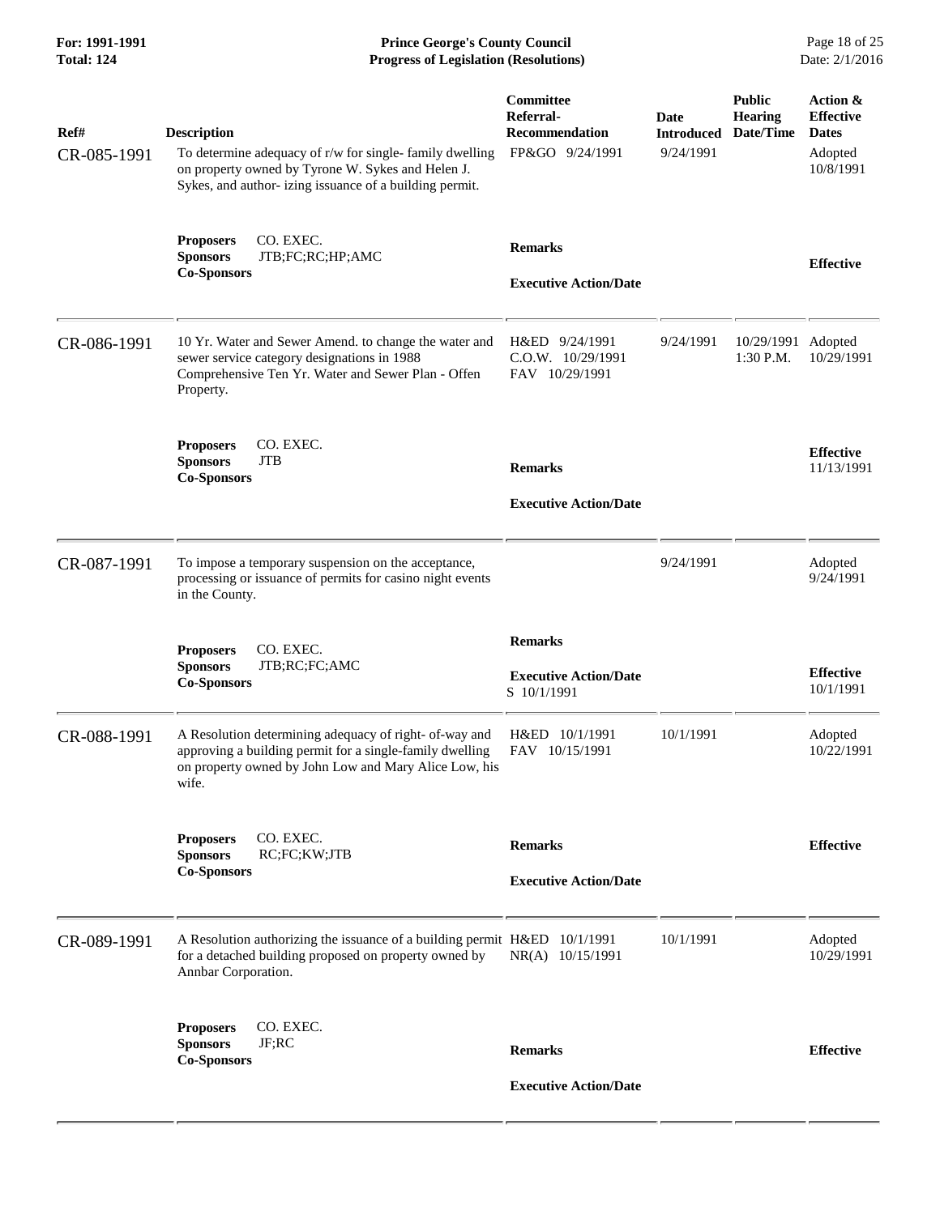| Ref# | Description | Committee Referral-Recommendation | Date Introduced | Public Hearing Date/Time | Action & Effective Dates |
|---|---|---|---|---|---|
| CR-085-1991 | To determine adequacy of r/w for single- family dwelling on property owned by Tyrone W. Sykes and Helen J. Sykes, and author- izing issuance of a building permit. | FP&GO 9/24/1991 | 9/24/1991 | | Adopted 10/8/1991 |
| | **Proposers** CO. EXEC.<br>**Sponsors** JTB;FC;RC;HP;AMC<br>**Co-Sponsors** | **Remarks**<br><br>**Executive Action/Date** | | | **Effective** |
| CR-086-1991 | 10 Yr. Water and Sewer Amend. to change the water and sewer service category designations in 1988 Comprehensive Ten Yr. Water and Sewer Plan - Offen Property. | H&ED 9/24/1991<br>C.O.W. 10/29/1991<br>FAV 10/29/1991 | 9/24/1991 | 10/29/1991 1:30 P.M. | Adopted 10/29/1991 |
| | **Proposers** CO. EXEC.<br>**Sponsors** JTB<br>**Co-Sponsors** | **Remarks**<br><br>**Executive Action/Date** | | | **Effective** 11/13/1991 |
| CR-087-1991 | To impose a temporary suspension on the acceptance, processing or issuance of permits for casino night events in the County. | | 9/24/1991 | | Adopted 9/24/1991 |
| | **Proposers** CO. EXEC.<br>**Sponsors** JTB;RC;FC;AMC<br>**Co-Sponsors** | **Remarks**<br><br>**Executive Action/Date**<br>S 10/1/1991 | | | **Effective** 10/1/1991 |
| CR-088-1991 | A Resolution determining adequacy of right- of-way and approving a building permit for a single-family dwelling on property owned by John Low and Mary Alice Low, his wife. | H&ED 10/1/1991<br>FAV 10/15/1991 | 10/1/1991 | | Adopted 10/22/1991 |
| | **Proposers** CO. EXEC.<br>**Sponsors** RC;FC;KW;JTB<br>**Co-Sponsors** | **Remarks**<br><br>**Executive Action/Date** | | | **Effective** |
| CR-089-1991 | A Resolution authorizing the issuance of a building permit for a detached building proposed on property owned by Annbar Corporation. | H&ED 10/1/1991<br>NR(A) 10/15/1991 | 10/1/1991 | | Adopted 10/29/1991 |
| | **Proposers** CO. EXEC.<br>**Sponsors** JF;RC<br>**Co-Sponsors** | **Remarks**<br><br>**Executive Action/Date** | | | **Effective** |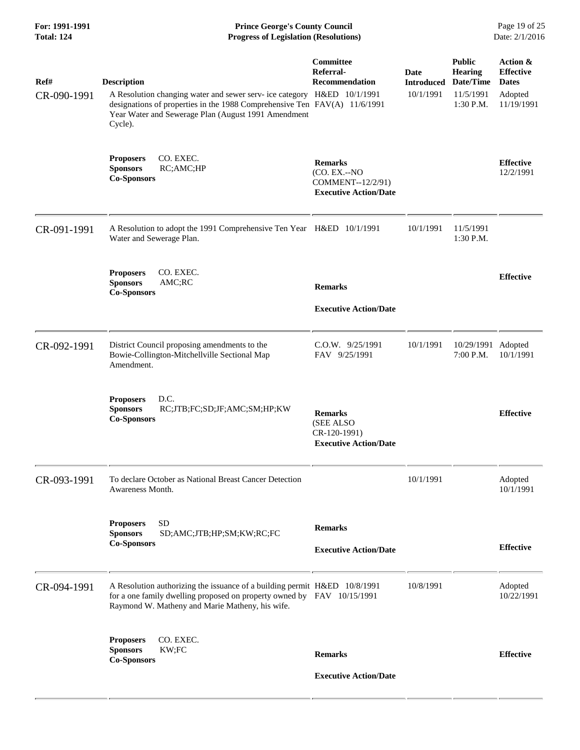| Ref# | Description | Committee Referral-Recommendation | Date Introduced | Public Hearing Date/Time | Action & Effective Dates |
|---|---|---|---|---|---|
| CR-090-1991 | A Resolution changing water and sewer serv- ice category designations of properties in the 1988 Comprehensive Ten Year Water and Sewerage Plan (August 1991 Amendment Cycle). | H&ED 10/1/1991 FAV(A) 11/6/1991 | 10/1/1991 | 11/5/1991 1:30 P.M. | Adopted 11/19/1991 |
| | **Proposers** CO. EXEC. **Sponsors** RC;AMC;HP **Co-Sponsors** | **Remarks** (CO. EX.--NO COMMENT--12/2/91) **Executive Action/Date** | | | **Effective** 12/2/1991 |
| CR-091-1991 | A Resolution to adopt the 1991 Comprehensive Ten Year Water and Sewerage Plan. | H&ED 10/1/1991 | 10/1/1991 | 11/5/1991 1:30 P.M. | |
| | **Proposers** CO. EXEC. **Sponsors** AMC;RC **Co-Sponsors** | **Remarks** **Executive Action/Date** | | | **Effective** |
| CR-092-1991 | District Council proposing amendments to the Bowie-Collington-Mitchellville Sectional Map Amendment. | C.O.W. 9/25/1991 FAV 9/25/1991 | 10/1/1991 | 10/29/1991 7:00 P.M. | Adopted 10/1/1991 |
| | **Proposers** D.C. **Sponsors** RC;JTB;FC;SD;JF;AMC;SM;HP;KW **Co-Sponsors** | **Remarks** (SEE ALSO CR-120-1991) **Executive Action/Date** | | | **Effective** |
| CR-093-1991 | To declare October as National Breast Cancer Detection Awareness Month. | | 10/1/1991 | | Adopted 10/1/1991 |
| | **Proposers** SD **Sponsors** SD;AMC;JTB;HP;SM;KW;RC;FC **Co-Sponsors** | **Remarks** **Executive Action/Date** | | | **Effective** |
| CR-094-1991 | A Resolution authorizing the issuance of a building permit for a one family dwelling proposed on property owned by Raymond W. Matheny and Marie Matheny, his wife. | H&ED 10/8/1991 FAV 10/15/1991 | 10/8/1991 | | Adopted 10/22/1991 |
| | **Proposers** CO. EXEC. **Sponsors** KW;FC **Co-Sponsors** | **Remarks** **Executive Action/Date** | | | **Effective** |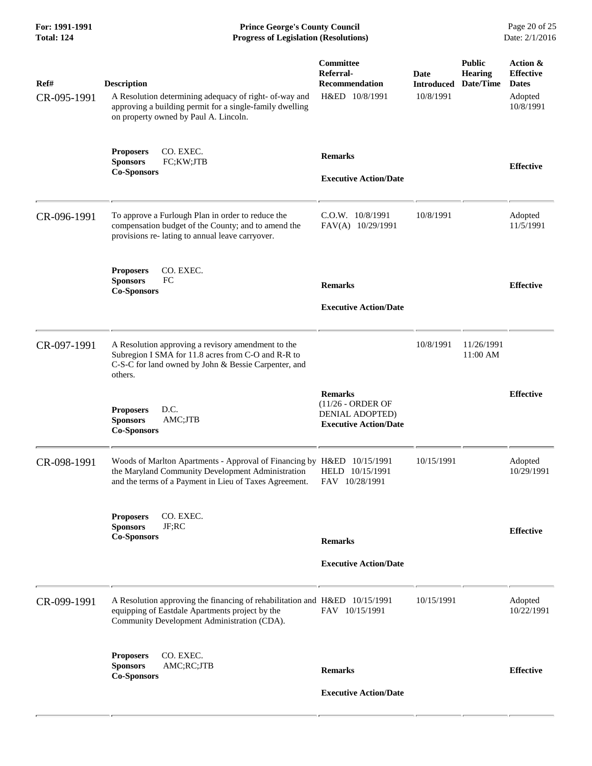| Ref# | Description | Committee Referral-Recommendation | Date Introduced | Public Hearing Date/Time | Action & Effective Dates |
|---|---|---|---|---|---|
| CR-095-1991 | A Resolution determining adequacy of right- of-way and approving a building permit for a single-family dwelling on property owned by Paul A. Lincoln. | H&ED 10/8/1991 | 10/8/1991 | | Adopted 10/8/1991 |
| | **Proposers** CO. EXEC.<br>**Sponsors** FC;KW;JTB<br>**Co-Sponsors** | **Remarks**<br><br>**Executive Action/Date** | | | **Effective** |
| CR-096-1991 | To approve a Furlough Plan in order to reduce the compensation budget of the County; and to amend the provisions re- lating to annual leave carryover. | C.O.W. 10/8/1991<br>FAV(A) 10/29/1991 | 10/8/1991 | | Adopted 11/5/1991 |
| | **Proposers** CO. EXEC.<br>**Sponsors** FC<br>**Co-Sponsors** | **Remarks**<br><br>**Executive Action/Date** | | | **Effective** |
| CR-097-1991 | A Resolution approving a revisory amendment to the Subregion I SMA for 11.8 acres from C-O and R-R to C-S-C for land owned by John & Bessie Carpenter, and others. | | 10/8/1991 | 11/26/1991 11:00 AM | |
| | **Proposers** D.C.<br>**Sponsors** AMC;JTB<br>**Co-Sponsors** | **Remarks**<br>(11/26 - ORDER OF DENIAL ADOPTED)<br>**Executive Action/Date** | | | **Effective** |
| CR-098-1991 | Woods of Marlton Apartments - Approval of Financing by the Maryland Community Development Administration and the terms of a Payment in Lieu of Taxes Agreement. | H&ED 10/15/1991<br>HELD 10/15/1991<br>FAV 10/28/1991 | 10/15/1991 | | Adopted 10/29/1991 |
| | **Proposers** CO. EXEC.<br>**Sponsors** JF;RC<br>**Co-Sponsors** | **Remarks**<br><br>**Executive Action/Date** | | | **Effective** |
| CR-099-1991 | A Resolution approving the financing of rehabilitation and equipping of Eastdale Apartments project by the Community Development Administration (CDA). | H&ED 10/15/1991<br>FAV 10/15/1991 | 10/15/1991 | | Adopted 10/22/1991 |
| | **Proposers** CO. EXEC.<br>**Sponsors** AMC;RC;JTB<br>**Co-Sponsors** | **Remarks**<br><br>**Executive Action/Date** | | | **Effective** |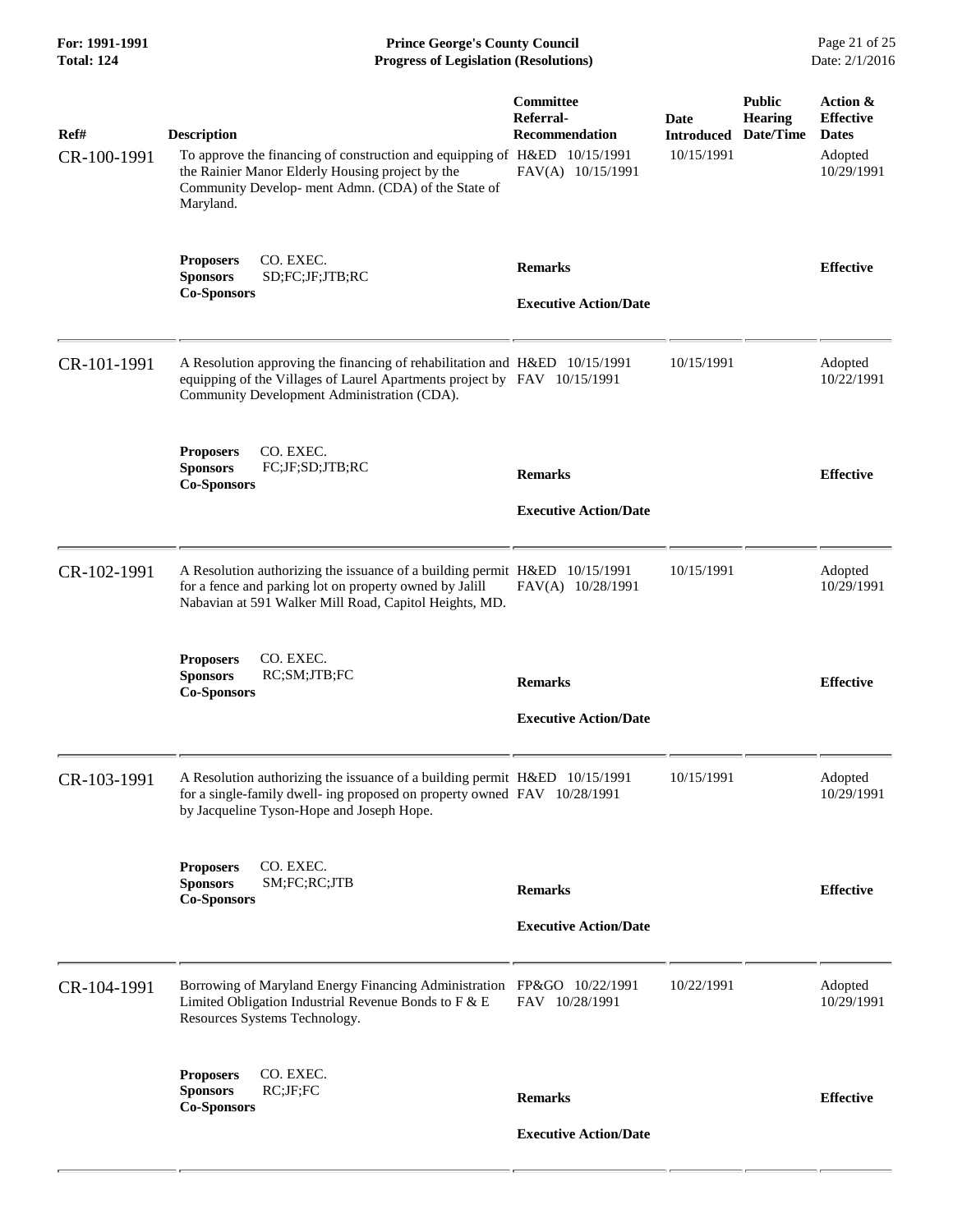| Ref# | Description | Committee Referral-Recommendation | Date Introduced | Public Hearing Date/Time | Action & Effective Dates |
|---|---|---|---|---|---|
| CR-100-1991 | To approve the financing of construction and equipping of the Rainier Manor Elderly Housing project by the Community Develop- ment Admn. (CDA) of the State of Maryland. | H&ED 10/15/1991<br>FAV(A) 10/15/1991 | 10/15/1991 | | Adopted 10/29/1991 |
| | **Proposers** CO. EXEC.<br>**Sponsors** SD;FC;JF;JTB;RC<br>**Co-Sponsors** | **Remarks**<br><br>**Executive Action/Date** | | | **Effective** |
| CR-101-1991 | A Resolution approving the financing of rehabilitation and equipping of the Villages of Laurel Apartments project by Community Development Administration (CDA). | H&ED 10/15/1991<br>FAV 10/15/1991 | 10/15/1991 | | Adopted 10/22/1991 |
| | **Proposers** CO. EXEC.<br>**Sponsors** FC;JF;SD;JTB;RC<br>**Co-Sponsors** | **Remarks**<br><br>**Executive Action/Date** | | | **Effective** |
| CR-102-1991 | A Resolution authorizing the issuance of a building permit for a fence and parking lot on property owned by Jalill Nabavian at 591 Walker Mill Road, Capitol Heights, MD. | H&ED 10/15/1991<br>FAV(A) 10/28/1991 | 10/15/1991 | | Adopted 10/29/1991 |
| | **Proposers** CO. EXEC.<br>**Sponsors** RC;SM;JTB;FC<br>**Co-Sponsors** | **Remarks**<br><br>**Executive Action/Date** | | | **Effective** |
| CR-103-1991 | A Resolution authorizing the issuance of a building permit for a single-family dwell- ing proposed on property owned by Jacqueline Tyson-Hope and Joseph Hope. | H&ED 10/15/1991<br>FAV 10/28/1991 | 10/15/1991 | | Adopted 10/29/1991 |
| | **Proposers** CO. EXEC.<br>**Sponsors** SM;FC;RC;JTB<br>**Co-Sponsors** | **Remarks**<br><br>**Executive Action/Date** | | | **Effective** |
| CR-104-1991 | Borrowing of Maryland Energy Financing Administration Limited Obligation Industrial Revenue Bonds to F & E Resources Systems Technology. | FP&GO 10/22/1991<br>FAV 10/28/1991 | 10/22/1991 | | Adopted 10/29/1991 |
| | **Proposers** CO. EXEC.<br>**Sponsors** RC;JF;FC<br>**Co-Sponsors** | **Remarks**<br><br>**Executive Action/Date** | | | **Effective** |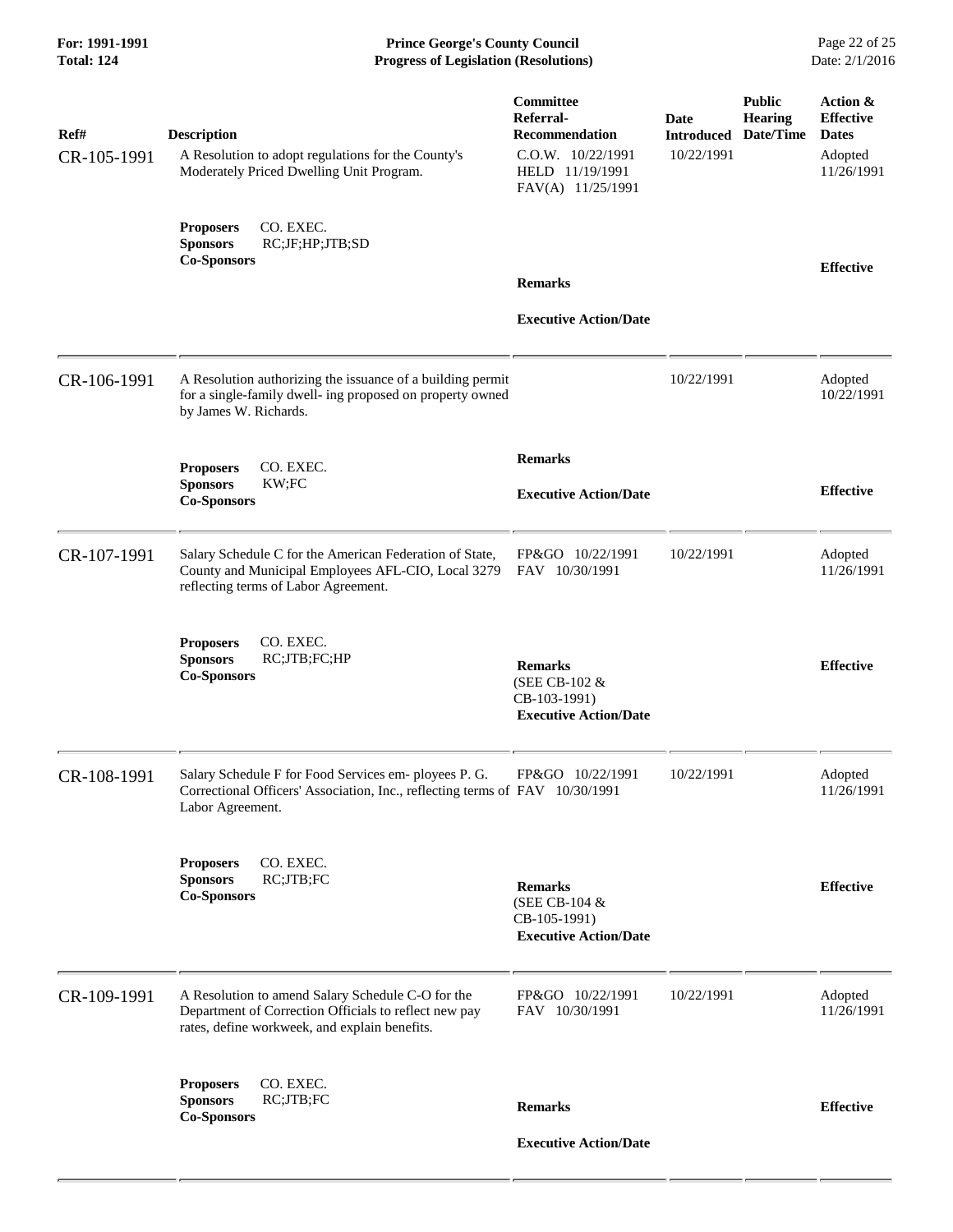| Ref# | Description | Committee Referral-Recommendation | Date Introduced | Public Hearing Date/Time | Action & Effective Dates |
|---|---|---|---|---|---|
| CR-105-1991 | A Resolution to adopt regulations for the County's Moderately Priced Dwelling Unit Program.<br><br>**Proposers** CO. EXEC.<br>**Sponsors** RC;JF;HP;JTB;SD<br>**Co-Sponsors** | C.O.W. 10/22/1991<br>HELD 11/19/1991<br>FAV(A) 11/25/1991<br><br>**Remarks**<br><br>**Executive Action/Date** | 10/22/1991 | | Adopted 11/26/1991<br><br>**Effective** |
| CR-106-1991 | A Resolution authorizing the issuance of a building permit for a single-family dwell- ing proposed on property owned by James W. Richards.<br><br>**Proposers** CO. EXEC.<br>**Sponsors** KW;FC<br>**Co-Sponsors** | **Remarks**<br><br>**Executive Action/Date** | 10/22/1991 | | Adopted 10/22/1991<br><br>**Effective** |
| CR-107-1991 | Salary Schedule C for the American Federation of State, County and Municipal Employees AFL-CIO, Local 3279 reflecting terms of Labor Agreement.<br><br>**Proposers** CO. EXEC.<br>**Sponsors** RC;JTB;FC;HP<br>**Co-Sponsors** | FP&GO 10/22/1991<br>FAV 10/30/1991<br><br>**Remarks**<br>(SEE CB-102 & CB-103-1991)<br>**Executive Action/Date** | 10/22/1991 | | Adopted 11/26/1991<br><br>**Effective** |
| CR-108-1991 | Salary Schedule F for Food Services em- ployees P. G. Correctional Officers' Association, Inc., reflecting terms of Labor Agreement.<br><br>**Proposers** CO. EXEC.<br>**Sponsors** RC;JTB;FC<br>**Co-Sponsors** | FP&GO 10/22/1991<br>FAV 10/30/1991<br><br>**Remarks**<br>(SEE CB-104 & CB-105-1991)<br>**Executive Action/Date** | 10/22/1991 | | Adopted 11/26/1991<br><br>**Effective** |
| CR-109-1991 | A Resolution to amend Salary Schedule C-O for the Department of Correction Officials to reflect new pay rates, define workweek, and explain benefits.<br><br>**Proposers** CO. EXEC.<br>**Sponsors** RC;JTB;FC<br>**Co-Sponsors** | FP&GO 10/22/1991<br>FAV 10/30/1991<br><br>**Remarks**<br><br>**Executive Action/Date** | 10/22/1991 | | Adopted 11/26/1991<br><br>**Effective** |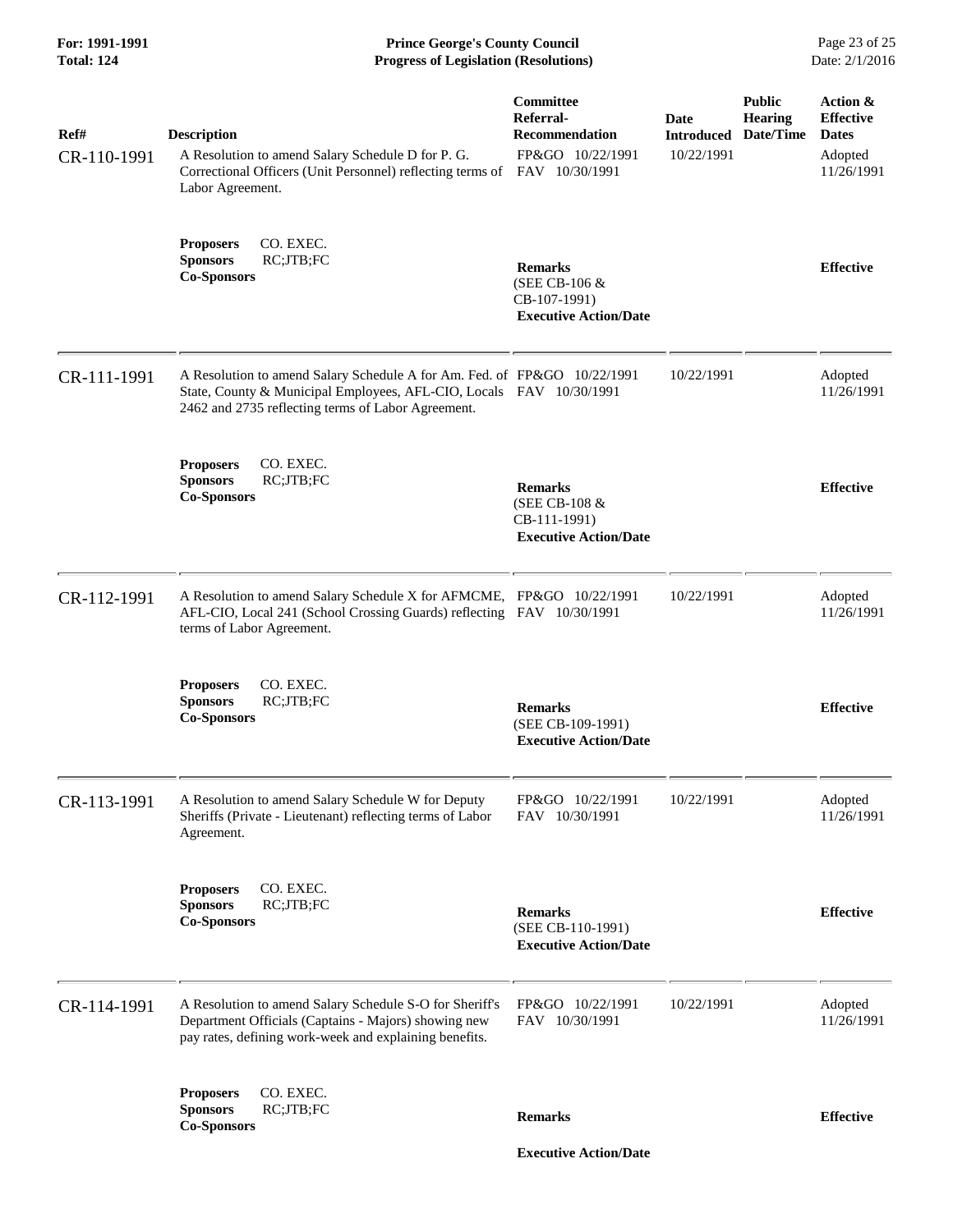**For: 1991-1991**
**Total: 124**

**Prince George's County Council**
**Progress of Legislation (Resolutions)**

| Ref# | Description | Committee Referral-Recommendation | Date Introduced | Public Hearing Date/Time | Action & Effective Dates |
|---|---|---|---|---|---|
| CR-110-1991 | A Resolution to amend Salary Schedule D for P. G. Correctional Officers (Unit Personnel) reflecting terms of Labor Agreement. | FP&GO 10/22/1991<br>FAV 10/30/1991 | 10/22/1991 | | Adopted<br>11/26/1991 |
| | **Proposers** CO. EXEC.<br>**Sponsors** RC;JTB;FC<br>**Co-Sponsors** | **Remarks**<br>(SEE CB-106 & CB-107-1991)<br>**Executive Action/Date** | | | **Effective** |
| CR-111-1991 | A Resolution to amend Salary Schedule A for Am. Fed. of State, County & Municipal Employees, AFL-CIO, Locals 2462 and 2735 reflecting terms of Labor Agreement. | FP&GO 10/22/1991<br>FAV 10/30/1991 | 10/22/1991 | | Adopted<br>11/26/1991 |
| | **Proposers** CO. EXEC.<br>**Sponsors** RC;JTB;FC<br>**Co-Sponsors** | **Remarks**<br>(SEE CB-108 & CB-111-1991)<br>**Executive Action/Date** | | | **Effective** |
| CR-112-1991 | A Resolution to amend Salary Schedule X for AFMCME, AFL-CIO, Local 241 (School Crossing Guards) reflecting terms of Labor Agreement. | FP&GO 10/22/1991<br>FAV 10/30/1991 | 10/22/1991 | | Adopted<br>11/26/1991 |
| | **Proposers** CO. EXEC.<br>**Sponsors** RC;JTB;FC<br>**Co-Sponsors** | **Remarks**<br>(SEE CB-109-1991)<br>**Executive Action/Date** | | | **Effective** |
| CR-113-1991 | A Resolution to amend Salary Schedule W for Deputy Sheriffs (Private - Lieutenant) reflecting terms of Labor Agreement. | FP&GO 10/22/1991<br>FAV 10/30/1991 | 10/22/1991 | | Adopted<br>11/26/1991 |
| | **Proposers** CO. EXEC.<br>**Sponsors** RC;JTB;FC<br>**Co-Sponsors** | **Remarks**<br>(SEE CB-110-1991)<br>**Executive Action/Date** | | | **Effective** |
| CR-114-1991 | A Resolution to amend Salary Schedule S-O for Sheriff's Department Officials (Captains - Majors) showing new pay rates, defining work-week and explaining benefits. | FP&GO 10/22/1991<br>FAV 10/30/1991 | 10/22/1991 | | Adopted<br>11/26/1991 |
| | **Proposers** CO. EXEC.<br>**Sponsors** RC;JTB;FC<br>**Co-Sponsors** | **Remarks**<br>**Executive Action/Date** | | | **Effective** |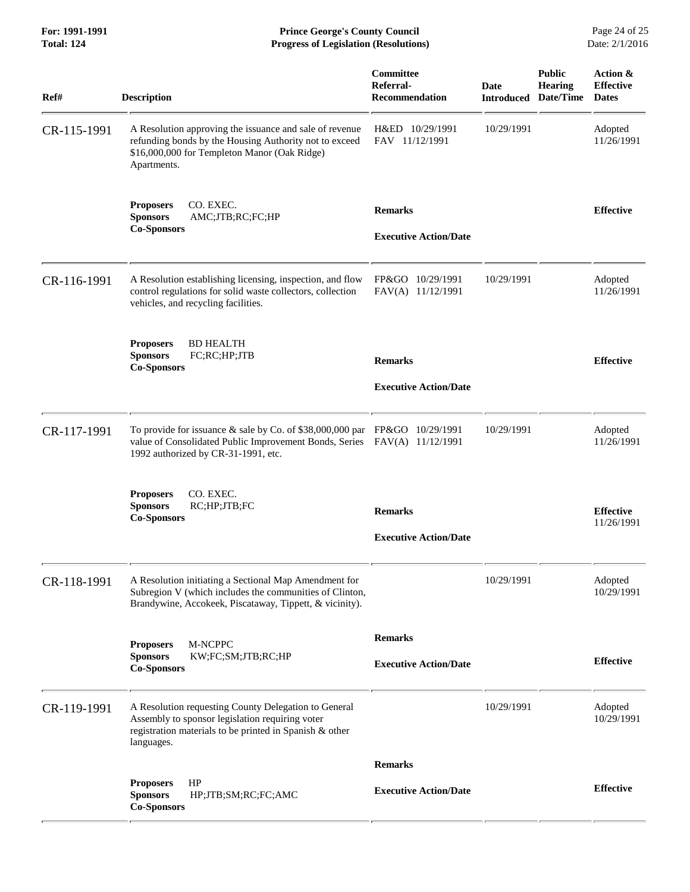| Ref# | Description | Committee Referral-Recommendation | Date Introduced | Public Hearing Date/Time | Action & Effective Dates |
|---|---|---|---|---|---|
| CR-115-1991 | A Resolution approving the issuance and sale of revenue refunding bonds by the Housing Authority not to exceed $16,000,000 for Templeton Manor (Oak Ridge) Apartments. | H&ED 10/29/1991<br>FAV 11/12/1991 | 10/29/1991 | | Adopted 11/26/1991 |
| | **Proposers** CO. EXEC.<br>**Sponsors** AMC;JTB;RC;FC;HP<br>**Co-Sponsors** | **Remarks**<br><br>**Executive Action/Date** | | | **Effective** |
| CR-116-1991 | A Resolution establishing licensing, inspection, and flow control regulations for solid waste collectors, collection vehicles, and recycling facilities. | FP&GO 10/29/1991<br>FAV(A) 11/12/1991 | 10/29/1991 | | Adopted 11/26/1991 |
| | **Proposers** BD HEALTH<br>**Sponsors** FC;RC;HP;JTB<br>**Co-Sponsors** | **Remarks**<br><br>**Executive Action/Date** | | | **Effective** |
| CR-117-1991 | To provide for issuance & sale by Co. of $38,000,000 par value of Consolidated Public Improvement Bonds, Series 1992 authorized by CR-31-1991, etc. | FP&GO 10/29/1991<br>FAV(A) 11/12/1991 | 10/29/1991 | | Adopted 11/26/1991 |
| | **Proposers** CO. EXEC.<br>**Sponsors** RC;HP;JTB;FC<br>**Co-Sponsors** | **Remarks**<br><br>**Executive Action/Date** | | | **Effective** 11/26/1991 |
| CR-118-1991 | A Resolution initiating a Sectional Map Amendment for Subregion V (which includes the communities of Clinton, Brandywine, Accokeek, Piscataway, Tippett, & vicinity). | | 10/29/1991 | | Adopted 10/29/1991 |
| | **Proposers** M-NCPPC<br>**Sponsors** KW;FC;SM;JTB;RC;HP<br>**Co-Sponsors** | **Remarks**<br><br>**Executive Action/Date** | | | **Effective** |
| CR-119-1991 | A Resolution requesting County Delegation to General Assembly to sponsor legislation requiring voter registration materials to be printed in Spanish & other languages. | | 10/29/1991 | | Adopted 10/29/1991 |
| | **Proposers** HP<br>**Sponsors** HP;JTB;SM;RC;FC;AMC<br>**Co-Sponsors** | **Remarks**<br><br>**Executive Action/Date** | | | **Effective** |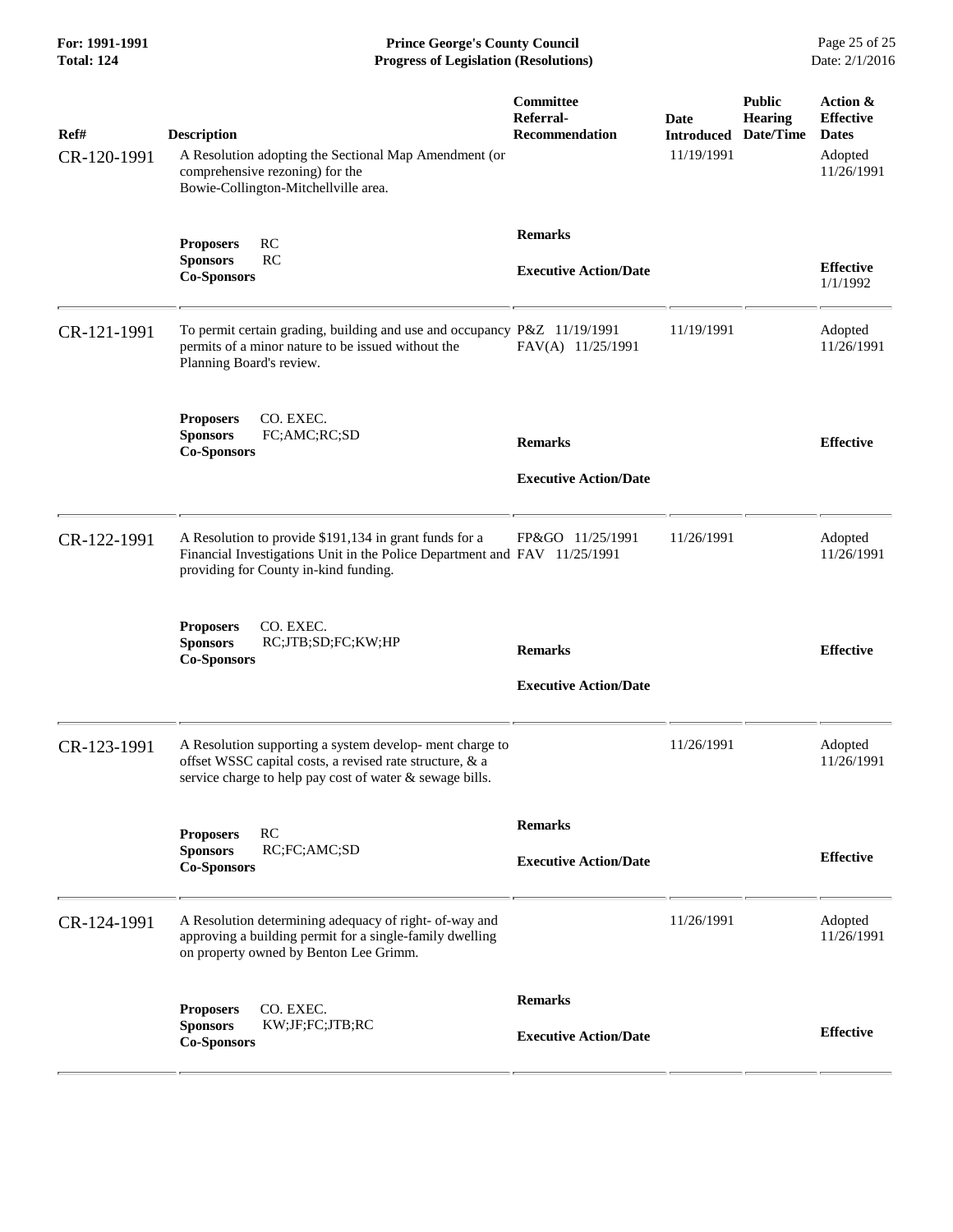| Ref# | Description | Committee Referral-Recommendation | Date Introduced | Public Hearing Date/Time | Action & Effective Dates |
|---|---|---|---|---|---|
| CR-120-1991 | A Resolution adopting the Sectional Map Amendment (or comprehensive rezoning) for the Bowie-Collington-Mitchellville area. | | 11/19/1991 | | Adopted 11/26/1991 |
| | **Proposers** RC<br>**Sponsors** RC<br>**Co-Sponsors** | **Remarks**<br><br>**Executive Action/Date** | | | **Effective** 1/1/1992 |
| CR-121-1991 | To permit certain grading, building and use and occupancy permits of a minor nature to be issued without the Planning Board's review. | P&Z 11/19/1991<br>FAV(A) 11/25/1991 | 11/19/1991 | | Adopted 11/26/1991 |
| | **Proposers** CO. EXEC.<br>**Sponsors** FC;AMC;RC;SD<br>**Co-Sponsors** | **Remarks**<br><br>**Executive Action/Date** | | | **Effective** |
| CR-122-1991 | A Resolution to provide $191,134 in grant funds for a Financial Investigations Unit in the Police Department and providing for County in-kind funding. | FP&GO 11/25/1991<br>FAV 11/25/1991 | 11/26/1991 | | Adopted 11/26/1991 |
| | **Proposers** CO. EXEC.<br>**Sponsors** RC;JTB;SD;FC;KW;HP<br>**Co-Sponsors** | **Remarks**<br><br>**Executive Action/Date** | | | **Effective** |
| CR-123-1991 | A Resolution supporting a system develop- ment charge to offset WSSC capital costs, a revised rate structure, & a service charge to help pay cost of water & sewage bills. | | 11/26/1991 | | Adopted 11/26/1991 |
| | **Proposers** RC<br>**Sponsors** RC;FC;AMC;SD<br>**Co-Sponsors** | **Remarks**<br><br>**Executive Action/Date** | | | **Effective** |
| CR-124-1991 | A Resolution determining adequacy of right- of-way and approving a building permit for a single-family dwelling on property owned by Benton Lee Grimm. | | 11/26/1991 | | Adopted 11/26/1991 |
| | **Proposers** CO. EXEC.<br>**Sponsors** KW;JF;FC;JTB;RC<br>**Co-Sponsors** | **Remarks**<br><br>**Executive Action/Date** | | | **Effective** |